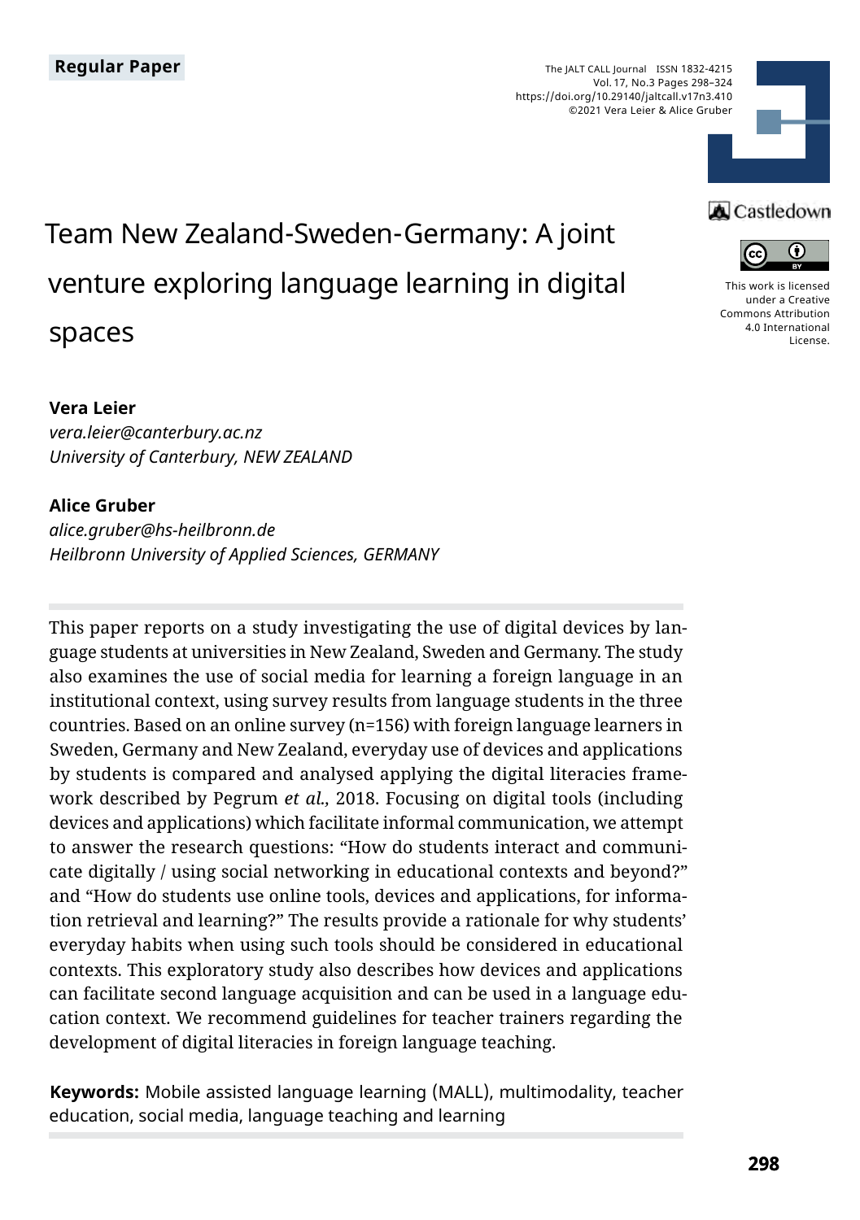**Regular Paper**

The JALT CALL Journal ISSN 1832-4215
Vol. 17, No.3 Pages 298–324
https://doi.org/10.29140/jaltcall.v17n3.410
©2021 Vera Leier & Alice Gruber

Castledown

This work is licensed under a Creative Commons Attribution 4.0 International License.

# Team New Zealand-Sweden-Germany: A joint venture exploring language learning in digital spaces

**Vera Leier**
*vera.leier@canterbury.ac.nz*
*University of Canterbury, NEW ZEALAND*

**Alice Gruber**
*alice.gruber@hs-heilbronn.de*
*Heilbronn University of Applied Sciences, GERMANY*

This paper reports on a study investigating the use of digital devices by language students at universities in New Zealand, Sweden and Germany. The study also examines the use of social media for learning a foreign language in an institutional context, using survey results from language students in the three countries. Based on an online survey (n=156) with foreign language learners in Sweden, Germany and New Zealand, everyday use of devices and applications by students is compared and analysed applying the digital literacies framework described by Pegrum *et al.*, 2018. Focusing on digital tools (including devices and applications) which facilitate informal communication, we attempt to answer the research questions: "How do students interact and communicate digitally / using social networking in educational contexts and beyond?" and "How do students use online tools, devices and applications, for information retrieval and learning?" The results provide a rationale for why students' everyday habits when using such tools should be considered in educational contexts. This exploratory study also describes how devices and applications can facilitate second language acquisition and can be used in a language education context. We recommend guidelines for teacher trainers regarding the development of digital literacies in foreign language teaching.

**Keywords:** Mobile assisted language learning (MALL), multimodality, teacher education, social media, language teaching and learning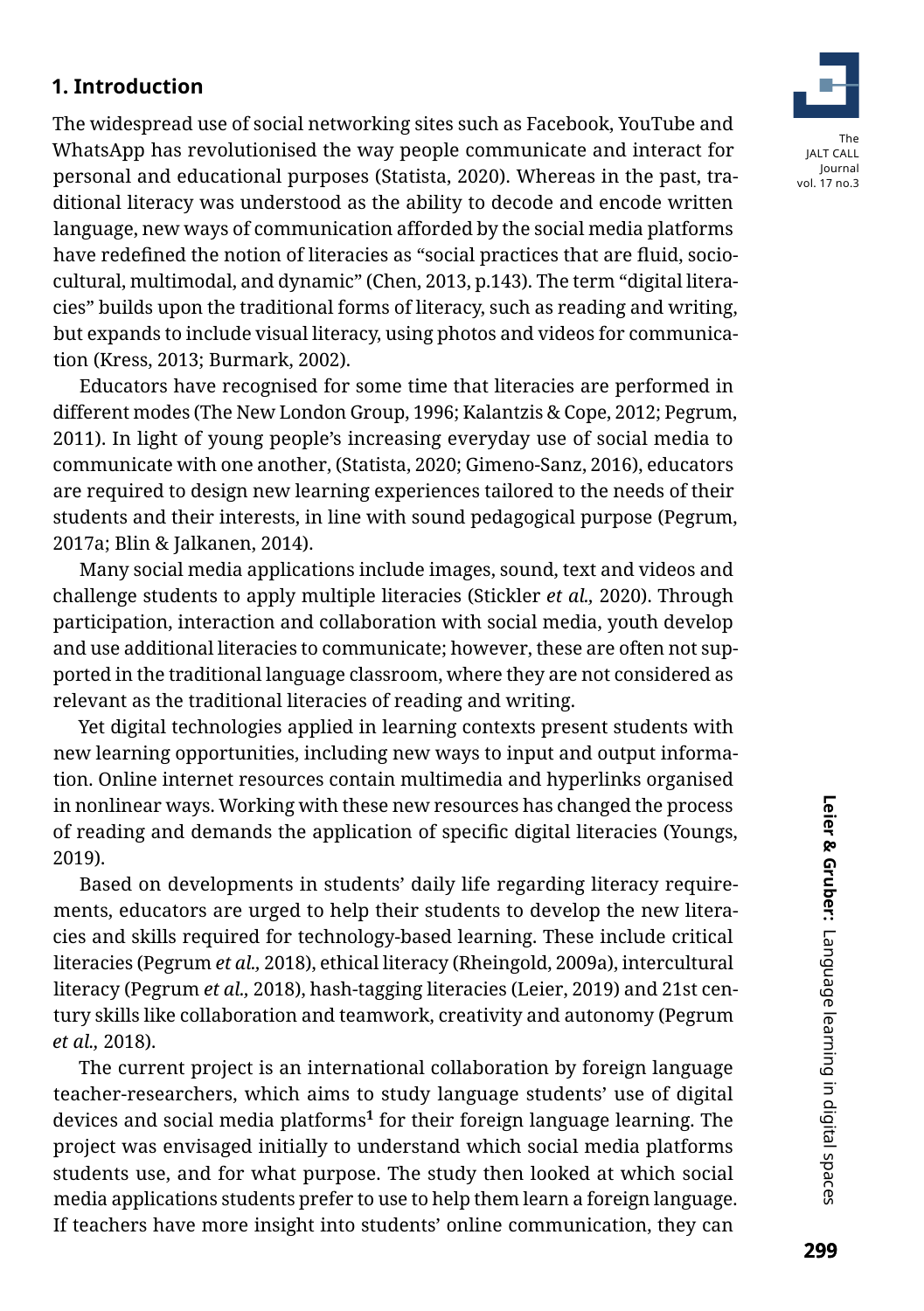## 1. Introduction

The widespread use of social networking sites such as Facebook, YouTube and WhatsApp has revolutionised the way people communicate and interact for personal and educational purposes (Statista, 2020). Whereas in the past, traditional literacy was understood as the ability to decode and encode written language, new ways of communication afforded by the social media platforms have redefined the notion of literacies as "social practices that are fluid, sociocultural, multimodal, and dynamic" (Chen, 2013, p.143). The term "digital literacies" builds upon the traditional forms of literacy, such as reading and writing, but expands to include visual literacy, using photos and videos for communication (Kress, 2013; Burmark, 2002).

Educators have recognised for some time that literacies are performed in different modes (The New London Group, 1996; Kalantzis & Cope, 2012; Pegrum, 2011). In light of young people's increasing everyday use of social media to communicate with one another, (Statista, 2020; Gimeno-Sanz, 2016), educators are required to design new learning experiences tailored to the needs of their students and their interests, in line with sound pedagogical purpose (Pegrum, 2017a; Blin & Jalkanen, 2014).

Many social media applications include images, sound, text and videos and challenge students to apply multiple literacies (Stickler *et al.,* 2020). Through participation, interaction and collaboration with social media, youth develop and use additional literacies to communicate; however, these are often not supported in the traditional language classroom, where they are not considered as relevant as the traditional literacies of reading and writing.

Yet digital technologies applied in learning contexts present students with new learning opportunities, including new ways to input and output information. Online internet resources contain multimedia and hyperlinks organised in nonlinear ways. Working with these new resources has changed the process of reading and demands the application of specific digital literacies (Youngs, 2019).

Based on developments in students' daily life regarding literacy requirements, educators are urged to help their students to develop the new literacies and skills required for technology-based learning. These include critical literacies (Pegrum *et al.,* 2018), ethical literacy (Rheingold, 2009a), intercultural literacy (Pegrum *et al.,* 2018), hash-tagging literacies (Leier, 2019) and 21st century skills like collaboration and teamwork, creativity and autonomy (Pegrum *et al.,* 2018).

The current project is an international collaboration by foreign language teacher-researchers, which aims to study language students' use of digital devices and social media platforms[1] for their foreign language learning. The project was envisaged initially to understand which social media platforms students use, and for what purpose. The study then looked at which social media applications students prefer to use to help them learn a foreign language. If teachers have more insight into students' online communication, they can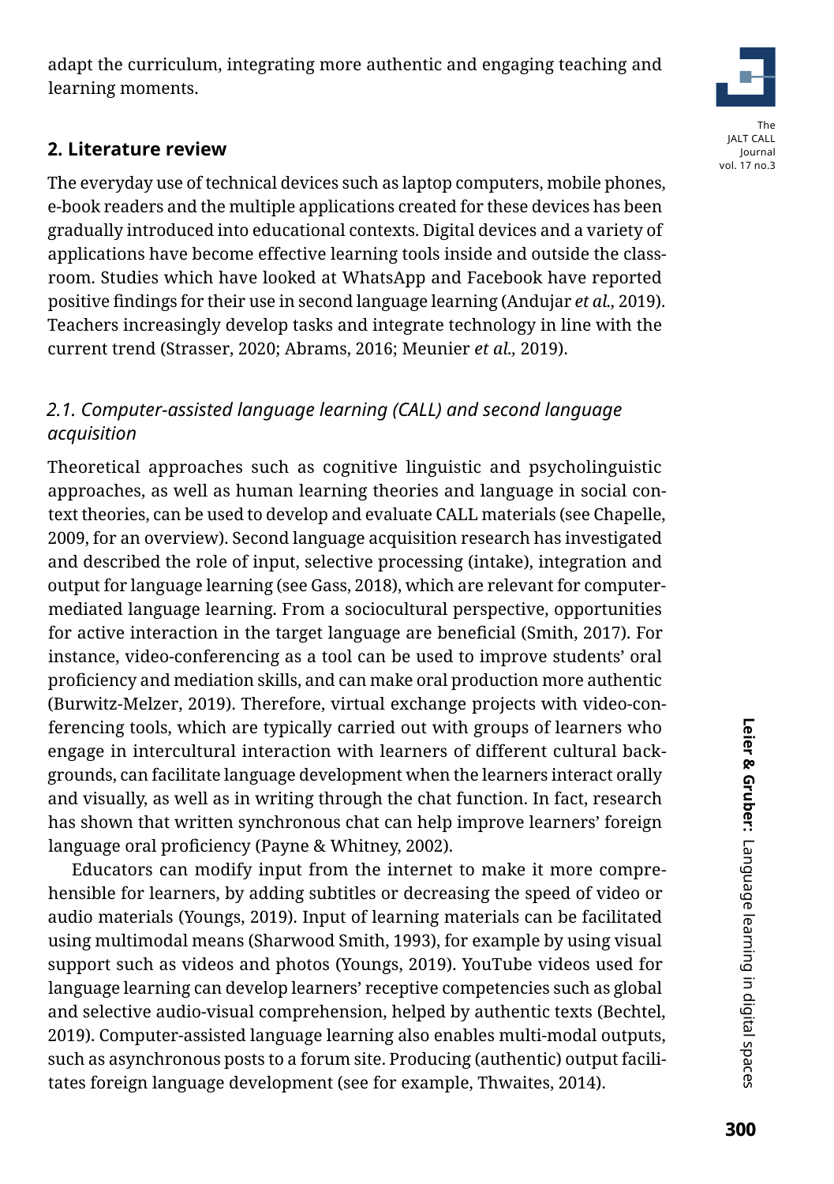adapt the curriculum, integrating more authentic and engaging teaching and learning moments.

## 2. Literature review

The everyday use of technical devices such as laptop computers, mobile phones, e-book readers and the multiple applications created for these devices has been gradually introduced into educational contexts. Digital devices and a variety of applications have become effective learning tools inside and outside the classroom. Studies which have looked at WhatsApp and Facebook have reported positive findings for their use in second language learning (Andujar *et al.,* 2019). Teachers increasingly develop tasks and integrate technology in line with the current trend (Strasser, 2020; Abrams, 2016; Meunier *et al.,* 2019).

### *2.1. Computer-assisted language learning (CALL) and second language acquisition*

Theoretical approaches such as cognitive linguistic and psycholinguistic approaches, as well as human learning theories and language in social context theories, can be used to develop and evaluate CALL materials (see Chapelle, 2009, for an overview). Second language acquisition research has investigated and described the role of input, selective processing (intake), integration and output for language learning (see Gass, 2018), which are relevant for computer-mediated language learning. From a sociocultural perspective, opportunities for active interaction in the target language are beneficial (Smith, 2017). For instance, video-conferencing as a tool can be used to improve students' oral proficiency and mediation skills, and can make oral production more authentic (Burwitz-Melzer, 2019). Therefore, virtual exchange projects with video-conferencing tools, which are typically carried out with groups of learners who engage in intercultural interaction with learners of different cultural backgrounds, can facilitate language development when the learners interact orally and visually, as well as in writing through the chat function. In fact, research has shown that written synchronous chat can help improve learners' foreign language oral proficiency (Payne & Whitney, 2002).

Educators can modify input from the internet to make it more comprehensible for learners, by adding subtitles or decreasing the speed of video or audio materials (Youngs, 2019). Input of learning materials can be facilitated using multimodal means (Sharwood Smith, 1993), for example by using visual support such as videos and photos (Youngs, 2019). YouTube videos used for language learning can develop learners' receptive competencies such as global and selective audio-visual comprehension, helped by authentic texts (Bechtel, 2019). Computer-assisted language learning also enables multi-modal outputs, such as asynchronous posts to a forum site. Producing (authentic) output facilitates foreign language development (see for example, Thwaites, 2014).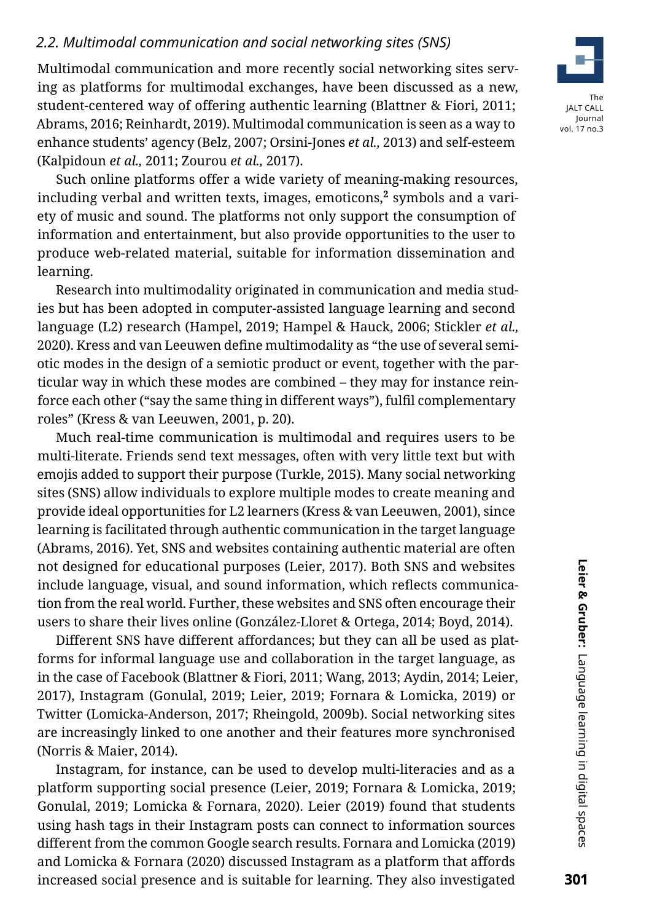### *2.2. Multimodal communication and social networking sites (SNS)*

Multimodal communication and more recently social networking sites serving as platforms for multimodal exchanges, have been discussed as a new, student-centered way of offering authentic learning (Blattner & Fiori, 2011; Abrams, 2016; Reinhardt, 2019). Multimodal communication is seen as a way to enhance students' agency (Belz, 2007; Orsini-Jones *et al.,* 2013) and self-esteem (Kalpidoun *et al.,* 2011; Zourou *et al.,* 2017).

Such online platforms offer a wide variety of meaning-making resources, including verbal and written texts, images, emoticons,[2] symbols and a variety of music and sound. The platforms not only support the consumption of information and entertainment, but also provide opportunities to the user to produce web-related material, suitable for information dissemination and learning.

Research into multimodality originated in communication and media studies but has been adopted in computer-assisted language learning and second language (L2) research (Hampel, 2019; Hampel & Hauck, 2006; Stickler *et al.,* 2020). Kress and van Leeuwen define multimodality as "the use of several semiotic modes in the design of a semiotic product or event, together with the particular way in which these modes are combined – they may for instance reinforce each other ("say the same thing in different ways"), fulfil complementary roles" (Kress & van Leeuwen, 2001, p. 20).

Much real-time communication is multimodal and requires users to be multi-literate. Friends send text messages, often with very little text but with emojis added to support their purpose (Turkle, 2015). Many social networking sites (SNS) allow individuals to explore multiple modes to create meaning and provide ideal opportunities for L2 learners (Kress & van Leeuwen, 2001), since learning is facilitated through authentic communication in the target language (Abrams, 2016). Yet, SNS and websites containing authentic material are often not designed for educational purposes (Leier, 2017). Both SNS and websites include language, visual, and sound information, which reflects communication from the real world. Further, these websites and SNS often encourage their users to share their lives online (González-Lloret & Ortega, 2014; Boyd, 2014).

Different SNS have different affordances; but they can all be used as platforms for informal language use and collaboration in the target language, as in the case of Facebook (Blattner & Fiori, 2011; Wang, 2013; Aydin, 2014; Leier, 2017), Instagram (Gonulal, 2019; Leier, 2019; Fornara & Lomicka, 2019) or Twitter (Lomicka-Anderson, 2017; Rheingold, 2009b). Social networking sites are increasingly linked to one another and their features more synchronised (Norris & Maier, 2014).

Instagram, for instance, can be used to develop multi-literacies and as a platform supporting social presence (Leier, 2019; Fornara & Lomicka, 2019; Gonulal, 2019; Lomicka & Fornara, 2020). Leier (2019) found that students using hash tags in their Instagram posts can connect to information sources different from the common Google search results. Fornara and Lomicka (2019) and Lomicka & Fornara (2020) discussed Instagram as a platform that affords increased social presence and is suitable for learning. They also investigated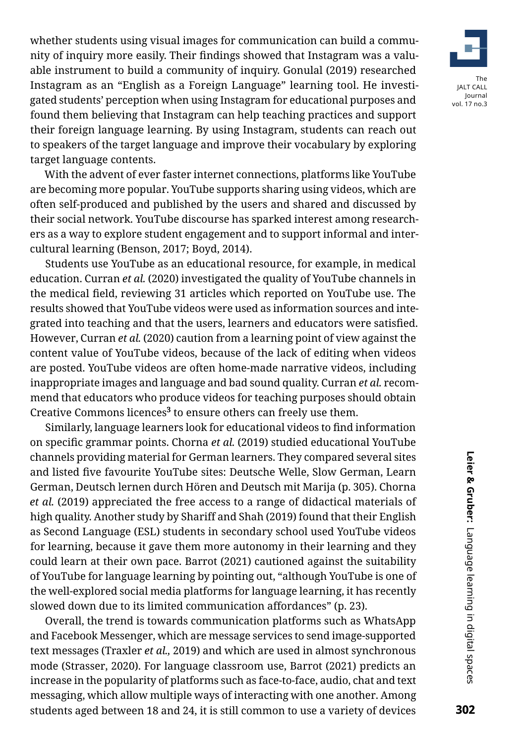whether students using visual images for communication can build a community of inquiry more easily. Their findings showed that Instagram was a valuable instrument to build a community of inquiry. Gonulal (2019) researched Instagram as an "English as a Foreign Language" learning tool. He investigated students' perception when using Instagram for educational purposes and found them believing that Instagram can help teaching practices and support their foreign language learning. By using Instagram, students can reach out to speakers of the target language and improve their vocabulary by exploring target language contents.

With the advent of ever faster internet connections, platforms like YouTube are becoming more popular. YouTube supports sharing using videos, which are often self-produced and published by the users and shared and discussed by their social network. YouTube discourse has sparked interest among researchers as a way to explore student engagement and to support informal and intercultural learning (Benson, 2017; Boyd, 2014).

Students use YouTube as an educational resource, for example, in medical education. Curran *et al.* (2020) investigated the quality of YouTube channels in the medical field, reviewing 31 articles which reported on YouTube use. The results showed that YouTube videos were used as information sources and integrated into teaching and that the users, learners and educators were satisfied. However, Curran *et al.* (2020) caution from a learning point of view against the content value of YouTube videos, because of the lack of editing when videos are posted. YouTube videos are often home-made narrative videos, including inappropriate images and language and bad sound quality. Curran *et al.* recommend that educators who produce videos for teaching purposes should obtain Creative Commons licences[3] to ensure others can freely use them.

Similarly, language learners look for educational videos to find information on specific grammar points. Chorna *et al.* (2019) studied educational YouTube channels providing material for German learners. They compared several sites and listed five favourite YouTube sites: Deutsche Welle, Slow German, Learn German, Deutsch lernen durch Hören and Deutsch mit Marija (p. 305). Chorna *et al.* (2019) appreciated the free access to a range of didactical materials of high quality. Another study by Shariff and Shah (2019) found that their English as Second Language (ESL) students in secondary school used YouTube videos for learning, because it gave them more autonomy in their learning and they could learn at their own pace. Barrot (2021) cautioned against the suitability of YouTube for language learning by pointing out, "although YouTube is one of the well-explored social media platforms for language learning, it has recently slowed down due to its limited communication affordances" (p. 23).

Overall, the trend is towards communication platforms such as WhatsApp and Facebook Messenger, which are message services to send image-supported text messages (Traxler *et al.,* 2019) and which are used in almost synchronous mode (Strasser, 2020). For language classroom use, Barrot (2021) predicts an increase in the popularity of platforms such as face-to-face, audio, chat and text messaging, which allow multiple ways of interacting with one another. Among students aged between 18 and 24, it is still common to use a variety of devices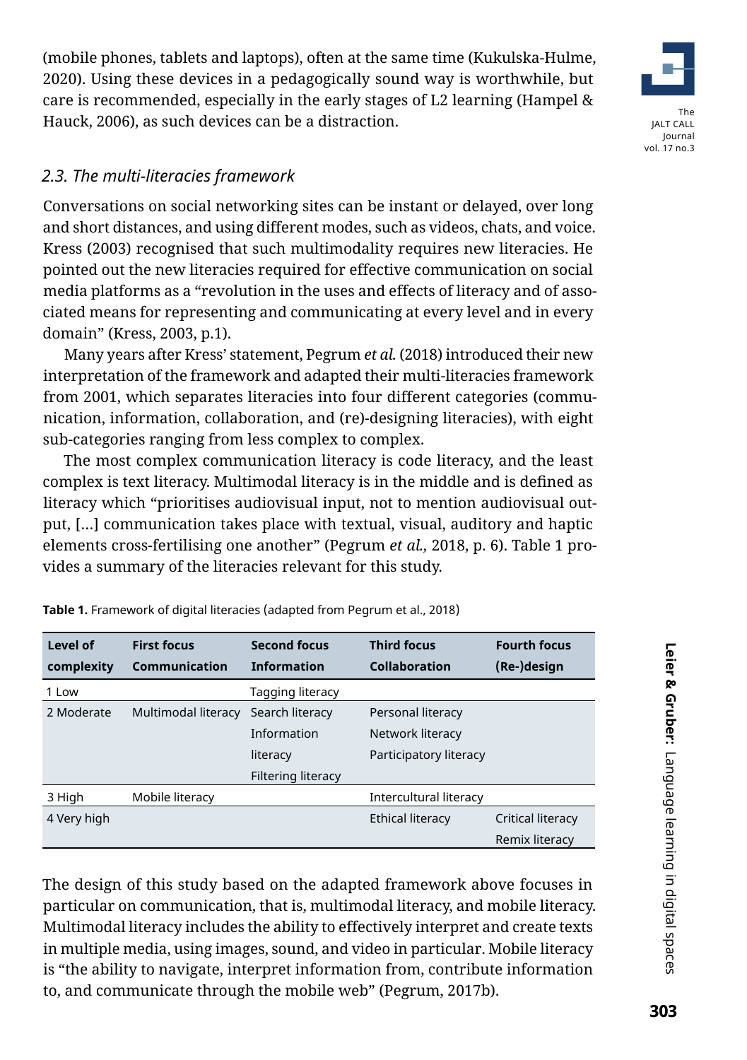(mobile phones, tablets and laptops), often at the same time (Kukulska-Hulme, 2020). Using these devices in a pedagogically sound way is worthwhile, but care is recommended, especially in the early stages of L2 learning (Hampel & Hauck, 2006), as such devices can be a distraction.

### *2.3. The multi-literacies framework*

Conversations on social networking sites can be instant or delayed, over long and short distances, and using different modes, such as videos, chats, and voice. Kress (2003) recognised that such multimodality requires new literacies. He pointed out the new literacies required for effective communication on social media platforms as a "revolution in the uses and effects of literacy and of associated means for representing and communicating at every level and in every domain" (Kress, 2003, p.1).

Many years after Kress' statement, Pegrum *et al.* (2018) introduced their new interpretation of the framework and adapted their multi-literacies framework from 2001, which separates literacies into four different categories (communication, information, collaboration, and (re)-designing literacies), with eight sub-categories ranging from less complex to complex.

The most complex communication literacy is code literacy, and the least complex is text literacy. Multimodal literacy is in the middle and is defined as literacy which "prioritises audiovisual input, not to mention audiovisual output, [...] communication takes place with textual, visual, auditory and haptic elements cross-fertilising one another" (Pegrum *et al.*, 2018, p. 6). Table 1 provides a summary of the literacies relevant for this study.

**Table 1.** Framework of digital literacies (adapted from Pegrum et al., 2018)

| Level of complexity | First focus Communication | Second focus Information | Third focus Collaboration | Fourth focus (Re-)design |
|---|---|---|---|---|
| 1 Low | | Tagging literacy | | |
| 2 Moderate | Multimodal literacy | Search literacy<br>Information literacy<br>Filtering literacy | Personal literacy<br>Network literacy<br>Participatory literacy | |
| 3 High | Mobile literacy | | Intercultural literacy | |
| 4 Very high | | | Ethical literacy | Critical literacy<br>Remix literacy |

The design of this study based on the adapted framework above focuses in particular on communication, that is, multimodal literacy, and mobile literacy. Multimodal literacy includes the ability to effectively interpret and create texts in multiple media, using images, sound, and video in particular. Mobile literacy is "the ability to navigate, interpret information from, contribute information to, and communicate through the mobile web" (Pegrum, 2017b).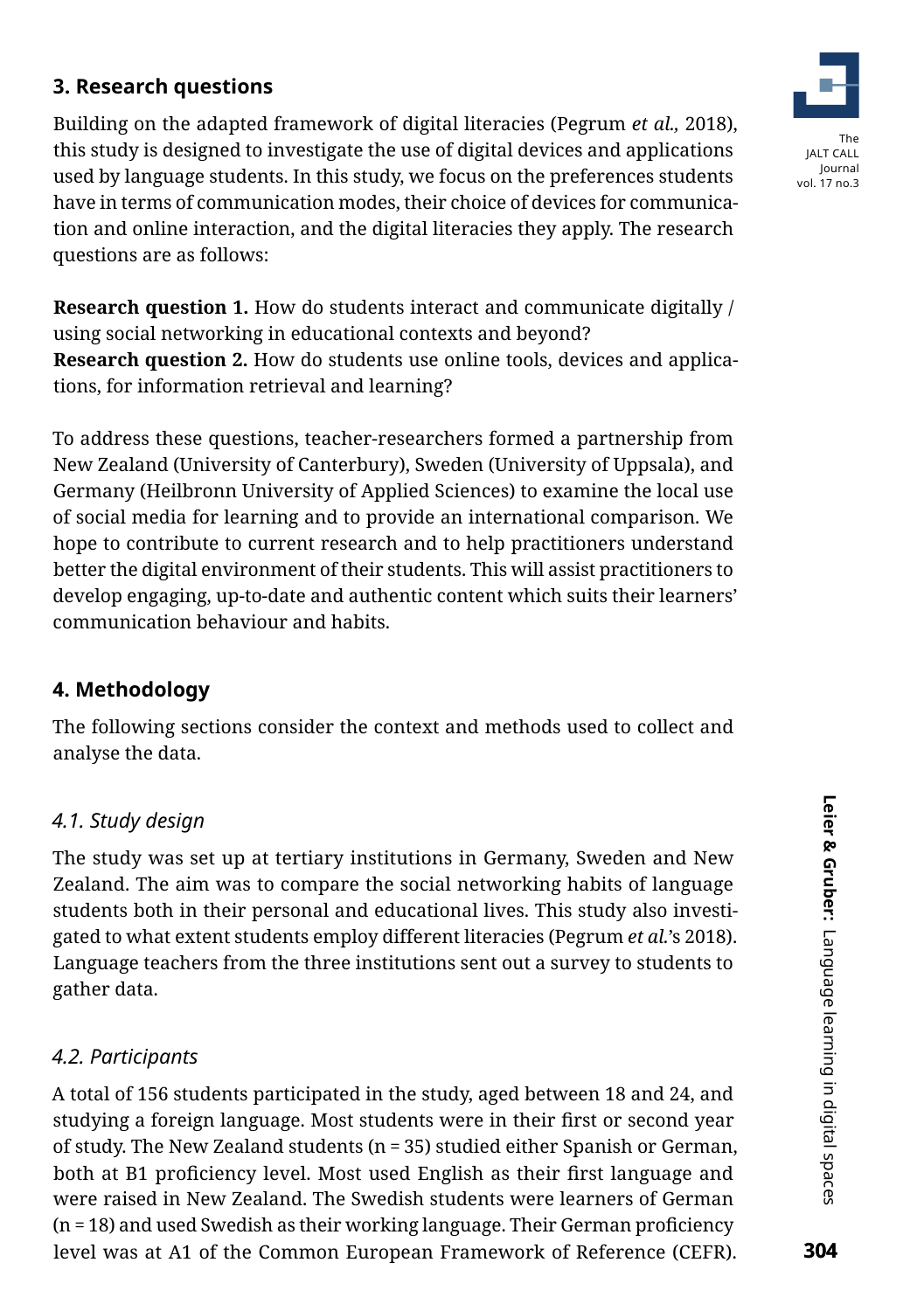## 3. Research questions

Building on the adapted framework of digital literacies (Pegrum *et al.,* 2018), this study is designed to investigate the use of digital devices and applications used by language students. In this study, we focus on the preferences students have in terms of communication modes, their choice of devices for communication and online interaction, and the digital literacies they apply. The research questions are as follows:

**Research question 1.** How do students interact and communicate digitally / using social networking in educational contexts and beyond?
**Research question 2.** How do students use online tools, devices and applications, for information retrieval and learning?

To address these questions, teacher-researchers formed a partnership from New Zealand (University of Canterbury), Sweden (University of Uppsala), and Germany (Heilbronn University of Applied Sciences) to examine the local use of social media for learning and to provide an international comparison. We hope to contribute to current research and to help practitioners understand better the digital environment of their students. This will assist practitioners to develop engaging, up-to-date and authentic content which suits their learners' communication behaviour and habits.

## 4. Methodology

The following sections consider the context and methods used to collect and analyse the data.

### *4.1. Study design*

The study was set up at tertiary institutions in Germany, Sweden and New Zealand. The aim was to compare the social networking habits of language students both in their personal and educational lives. This study also investigated to what extent students employ different literacies (Pegrum *et al.*'s 2018). Language teachers from the three institutions sent out a survey to students to gather data.

### *4.2. Participants*

A total of 156 students participated in the study, aged between 18 and 24, and studying a foreign language. Most students were in their first or second year of study. The New Zealand students (n = 35) studied either Spanish or German, both at B1 proficiency level. Most used English as their first language and were raised in New Zealand. The Swedish students were learners of German (n = 18) and used Swedish as their working language. Their German proficiency level was at A1 of the Common European Framework of Reference (CEFR).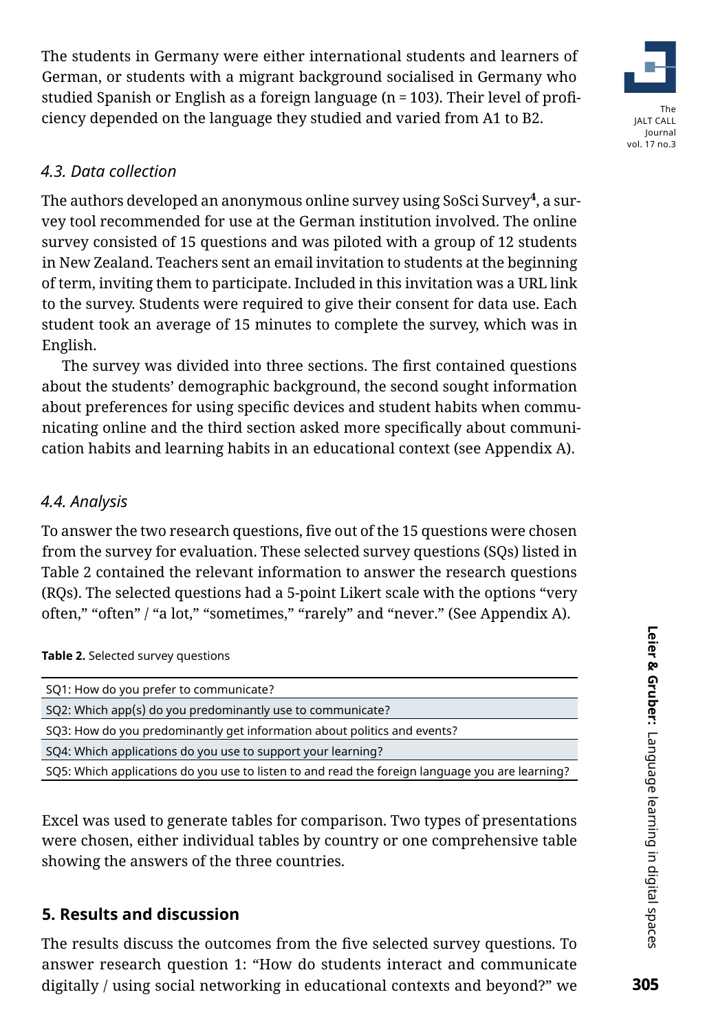The students in Germany were either international students and learners of German, or students with a migrant background socialised in Germany who studied Spanish or English as a foreign language (n = 103). Their level of proficiency depended on the language they studied and varied from A1 to B2.

### *4.3. Data collection*

The authors developed an anonymous online survey using SoSci Survey[4], a survey tool recommended for use at the German institution involved. The online survey consisted of 15 questions and was piloted with a group of 12 students in New Zealand. Teachers sent an email invitation to students at the beginning of term, inviting them to participate. Included in this invitation was a URL link to the survey. Students were required to give their consent for data use. Each student took an average of 15 minutes to complete the survey, which was in English.

The survey was divided into three sections. The first contained questions about the students' demographic background, the second sought information about preferences for using specific devices and student habits when communicating online and the third section asked more specifically about communication habits and learning habits in an educational context (see Appendix A).

### *4.4. Analysis*

To answer the two research questions, five out of the 15 questions were chosen from the survey for evaluation. These selected survey questions (SQs) listed in Table 2 contained the relevant information to answer the research questions (RQs). The selected questions had a 5-point Likert scale with the options "very often," "often" / "a lot," "sometimes," "rarely" and "never." (See Appendix A).

**Table 2.** Selected survey questions

| |
|---|
| SQ1: How do you prefer to communicate? |
| SQ2: Which app(s) do you predominantly use to communicate? |
| SQ3: How do you predominantly get information about politics and events? |
| SQ4: Which applications do you use to support your learning? |
| SQ5: Which applications do you use to listen to and read the foreign language you are learning? |

Excel was used to generate tables for comparison. Two types of presentations were chosen, either individual tables by country or one comprehensive table showing the answers of the three countries.

## 5. Results and discussion

The results discuss the outcomes from the five selected survey questions. To answer research question 1: "How do students interact and communicate digitally / using social networking in educational contexts and beyond?" we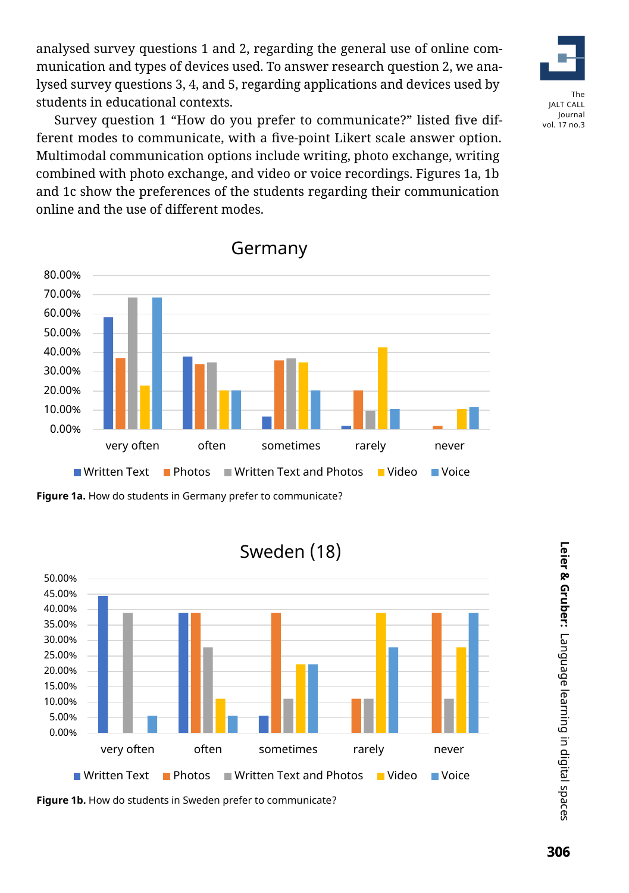analysed survey questions 1 and 2, regarding the general use of online communication and types of devices used. To answer research question 2, we analysed survey questions 3, 4, and 5, regarding applications and devices used by students in educational contexts.

Survey question 1 “How do you prefer to communicate?” listed five different modes to communicate, with a five-point Likert scale answer option. Multimodal communication options include writing, photo exchange, writing combined with photo exchange, and video or voice recordings. Figures 1a, 1b and 1c show the preferences of the students regarding their communication online and the use of different modes.

**Figure 1a.** How do students in Germany prefer to communicate?

**Figure 1b.** How do students in Sweden prefer to communicate?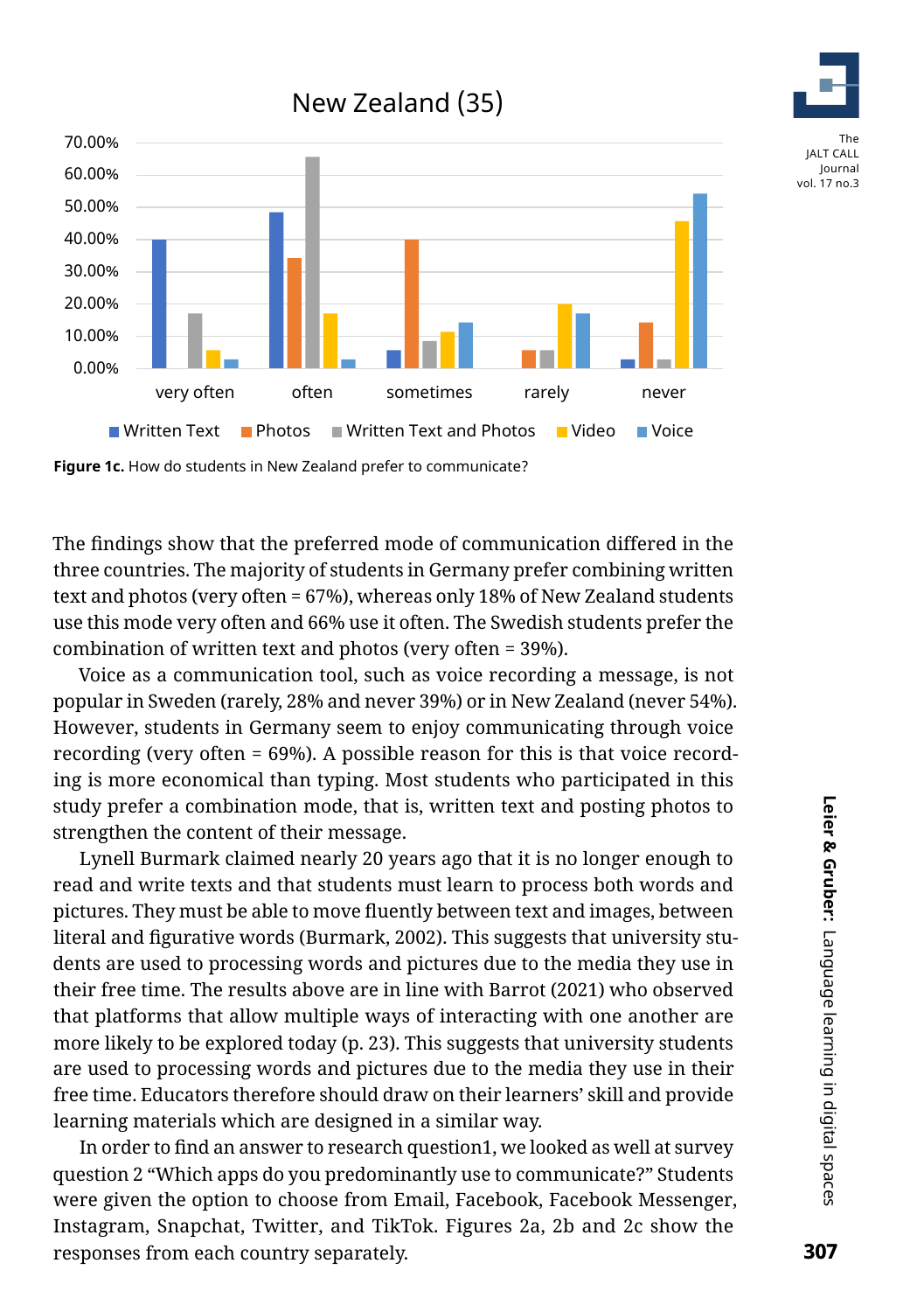**Figure 1c.** How do students in New Zealand prefer to communicate?

The findings show that the preferred mode of communication differed in the three countries. The majority of students in Germany prefer combining written text and photos (very often = 67%), whereas only 18% of New Zealand students use this mode very often and 66% use it often. The Swedish students prefer the combination of written text and photos (very often = 39%).

Voice as a communication tool, such as voice recording a message, is not popular in Sweden (rarely, 28% and never 39%) or in New Zealand (never 54%). However, students in Germany seem to enjoy communicating through voice recording (very often = 69%). A possible reason for this is that voice recording is more economical than typing. Most students who participated in this study prefer a combination mode, that is, written text and posting photos to strengthen the content of their message.

Lynell Burmark claimed nearly 20 years ago that it is no longer enough to read and write texts and that students must learn to process both words and pictures. They must be able to move fluently between text and images, between literal and figurative words (Burmark, 2002). This suggests that university students are used to processing words and pictures due to the media they use in their free time. The results above are in line with Barrot (2021) who observed that platforms that allow multiple ways of interacting with one another are more likely to be explored today (p. 23). This suggests that university students are used to processing words and pictures due to the media they use in their free time. Educators therefore should draw on their learners' skill and provide learning materials which are designed in a similar way.

In order to find an answer to research question1, we looked as well at survey question 2 "Which apps do you predominantly use to communicate?" Students were given the option to choose from Email, Facebook, Facebook Messenger, Instagram, Snapchat, Twitter, and TikTok. Figures 2a, 2b and 2c show the responses from each country separately.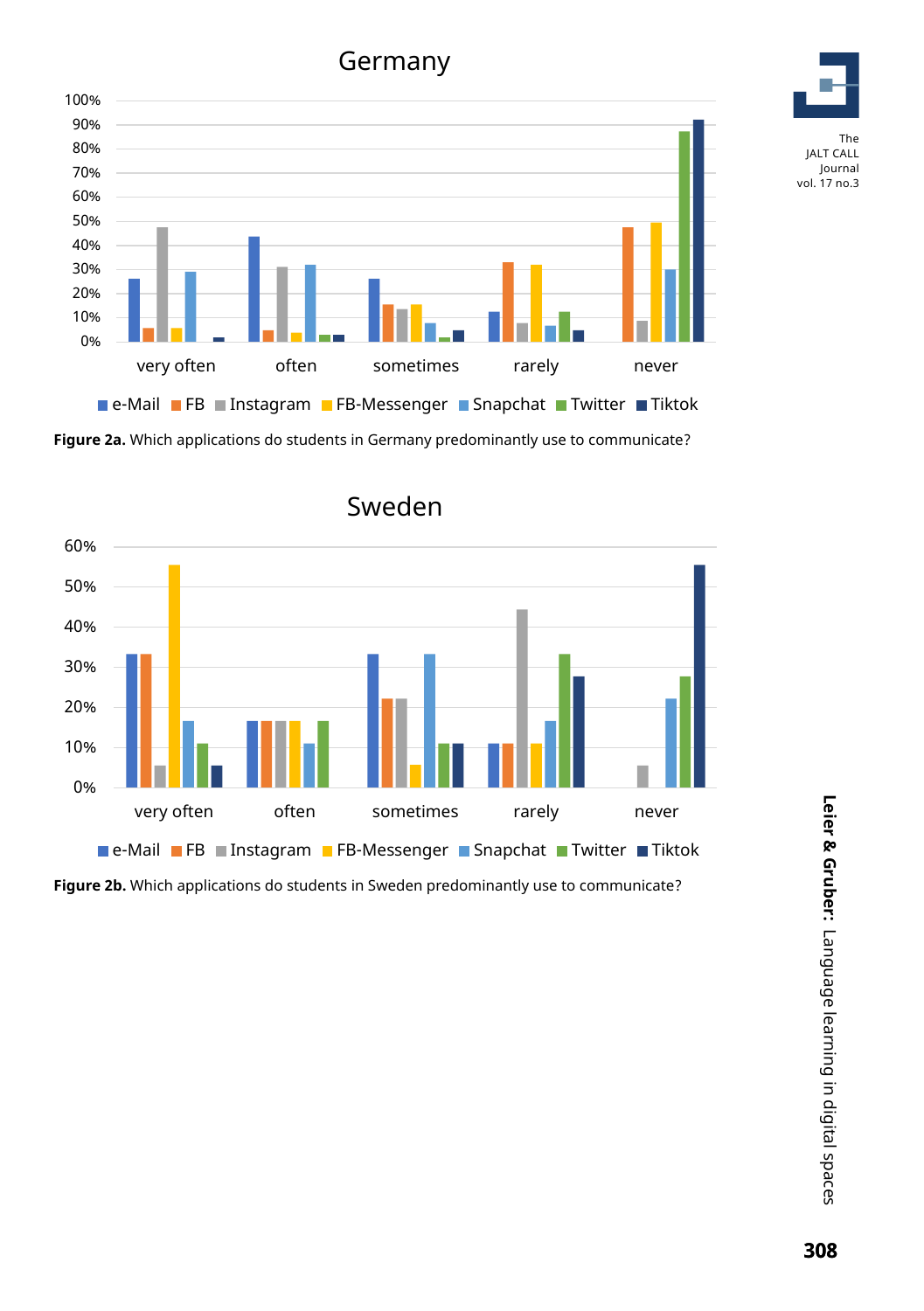**Figure 2a.** Which applications do students in Germany predominantly use to communicate?

**Figure 2b.** Which applications do students in Sweden predominantly use to communicate?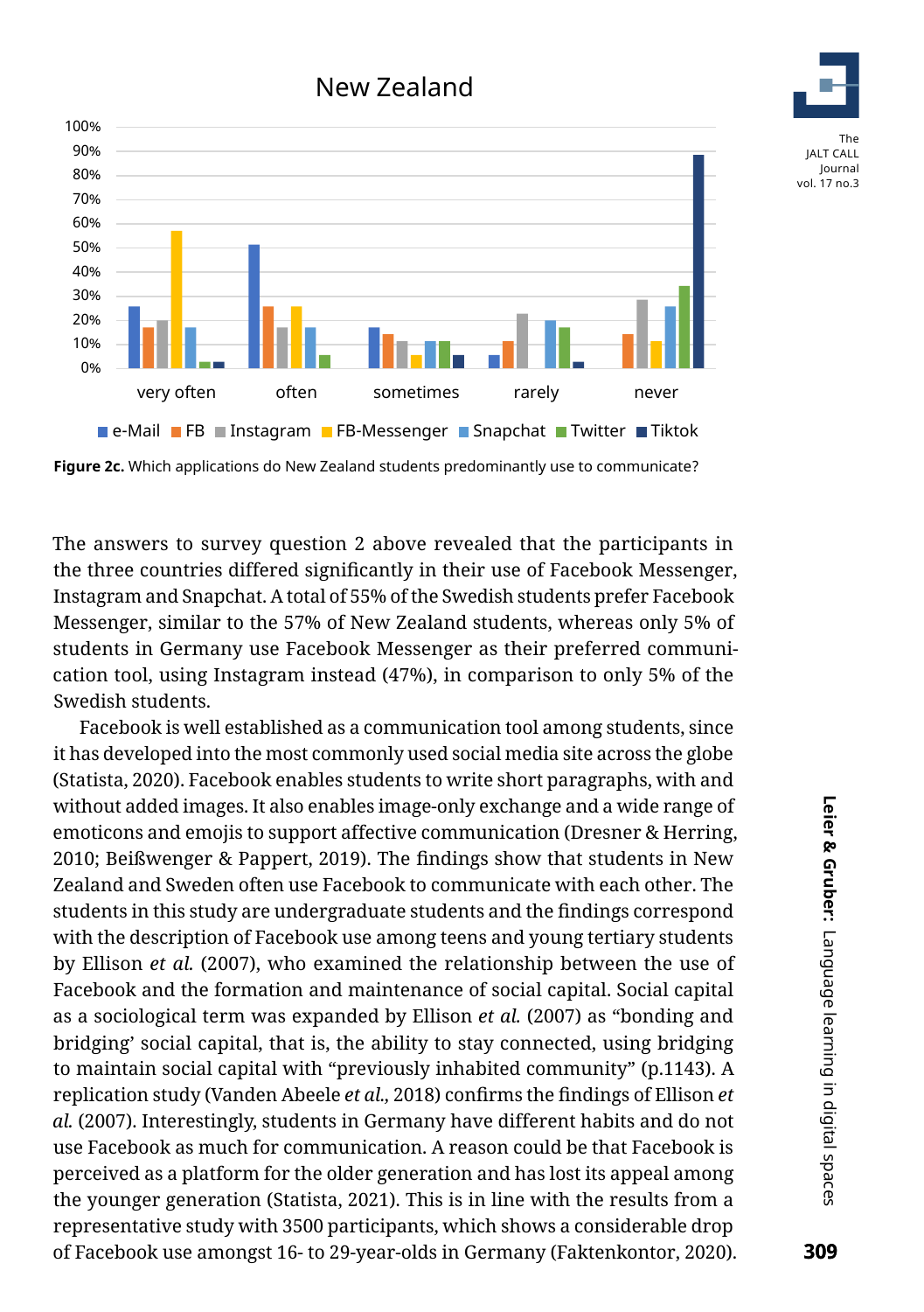**Figure 2c.** Which applications do New Zealand students predominantly use to communicate?

The answers to survey question 2 above revealed that the participants in the three countries differed significantly in their use of Facebook Messenger, Instagram and Snapchat. A total of 55% of the Swedish students prefer Facebook Messenger, similar to the 57% of New Zealand students, whereas only 5% of students in Germany use Facebook Messenger as their preferred communication tool, using Instagram instead (47%), in comparison to only 5% of the Swedish students.

Facebook is well established as a communication tool among students, since it has developed into the most commonly used social media site across the globe (Statista, 2020). Facebook enables students to write short paragraphs, with and without added images. It also enables image-only exchange and a wide range of emoticons and emojis to support affective communication (Dresner & Herring, 2010; Beißwenger & Pappert, 2019). The findings show that students in New Zealand and Sweden often use Facebook to communicate with each other. The students in this study are undergraduate students and the findings correspond with the description of Facebook use among teens and young tertiary students by Ellison *et al.* (2007), who examined the relationship between the use of Facebook and the formation and maintenance of social capital. Social capital as a sociological term was expanded by Ellison *et al.* (2007) as "bonding and bridging' social capital, that is, the ability to stay connected, using bridging to maintain social capital with "previously inhabited community" (p.1143). A replication study (Vanden Abeele *et al.*, 2018) confirms the findings of Ellison *et al.* (2007). Interestingly, students in Germany have different habits and do not use Facebook as much for communication. A reason could be that Facebook is perceived as a platform for the older generation and has lost its appeal among the younger generation (Statista, 2021). This is in line with the results from a representative study with 3500 participants, which shows a considerable drop of Facebook use amongst 16- to 29-year-olds in Germany (Faktenkontor, 2020).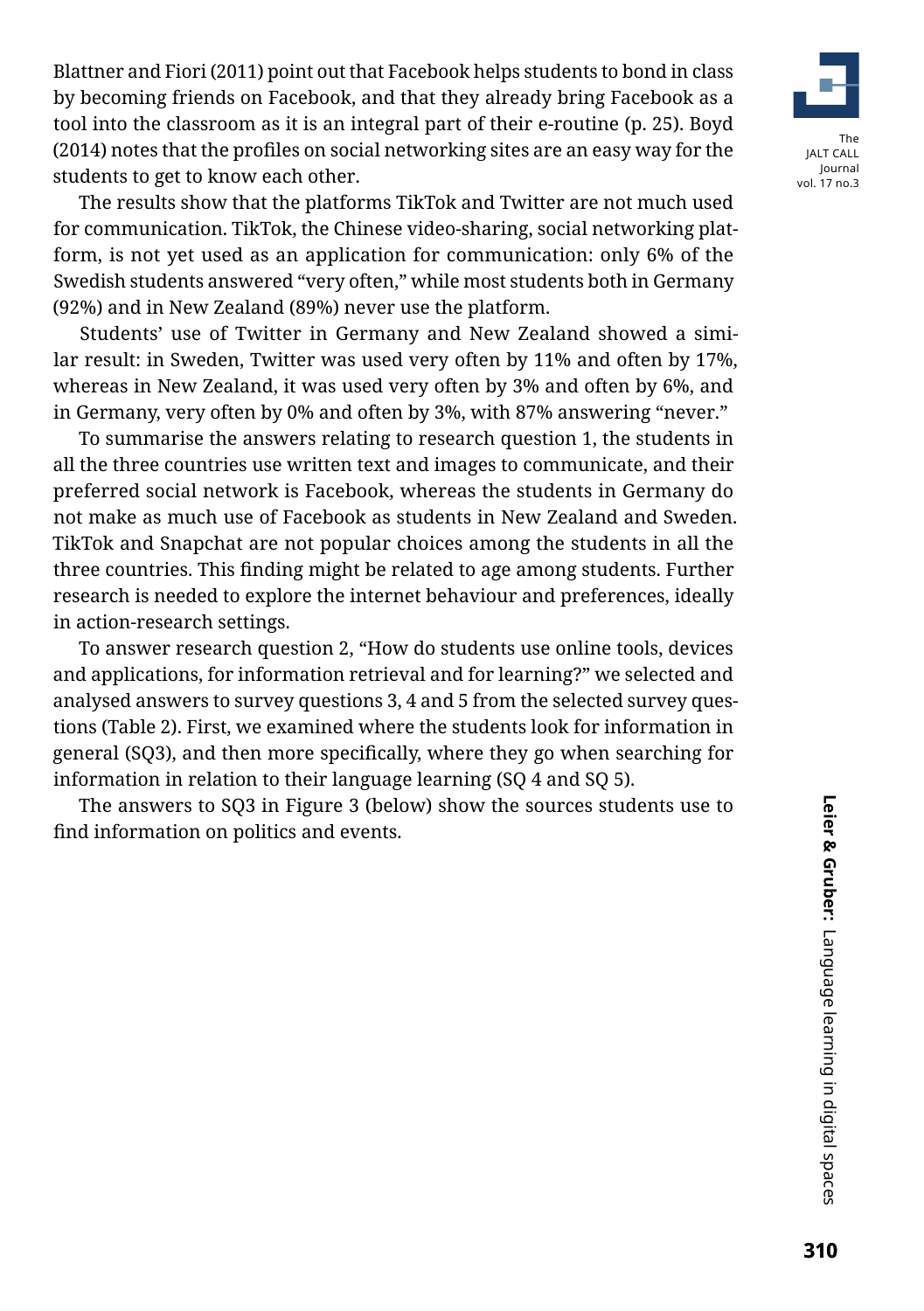Blattner and Fiori (2011) point out that Facebook helps students to bond in class by becoming friends on Facebook, and that they already bring Facebook as a tool into the classroom as it is an integral part of their e-routine (p. 25). Boyd (2014) notes that the profiles on social networking sites are an easy way for the students to get to know each other.

The results show that the platforms TikTok and Twitter are not much used for communication. TikTok, the Chinese video-sharing, social networking platform, is not yet used as an application for communication: only 6% of the Swedish students answered "very often," while most students both in Germany (92%) and in New Zealand (89%) never use the platform.

Students' use of Twitter in Germany and New Zealand showed a similar result: in Sweden, Twitter was used very often by 11% and often by 17%, whereas in New Zealand, it was used very often by 3% and often by 6%, and in Germany, very often by 0% and often by 3%, with 87% answering "never."

To summarise the answers relating to research question 1, the students in all the three countries use written text and images to communicate, and their preferred social network is Facebook, whereas the students in Germany do not make as much use of Facebook as students in New Zealand and Sweden. TikTok and Snapchat are not popular choices among the students in all the three countries. This finding might be related to age among students. Further research is needed to explore the internet behaviour and preferences, ideally in action-research settings.

To answer research question 2, "How do students use online tools, devices and applications, for information retrieval and for learning?" we selected and analysed answers to survey questions 3, 4 and 5 from the selected survey questions (Table 2). First, we examined where the students look for information in general (SQ3), and then more specifically, where they go when searching for information in relation to their language learning (SQ 4 and SQ 5).

The answers to SQ3 in Figure 3 (below) show the sources students use to find information on politics and events.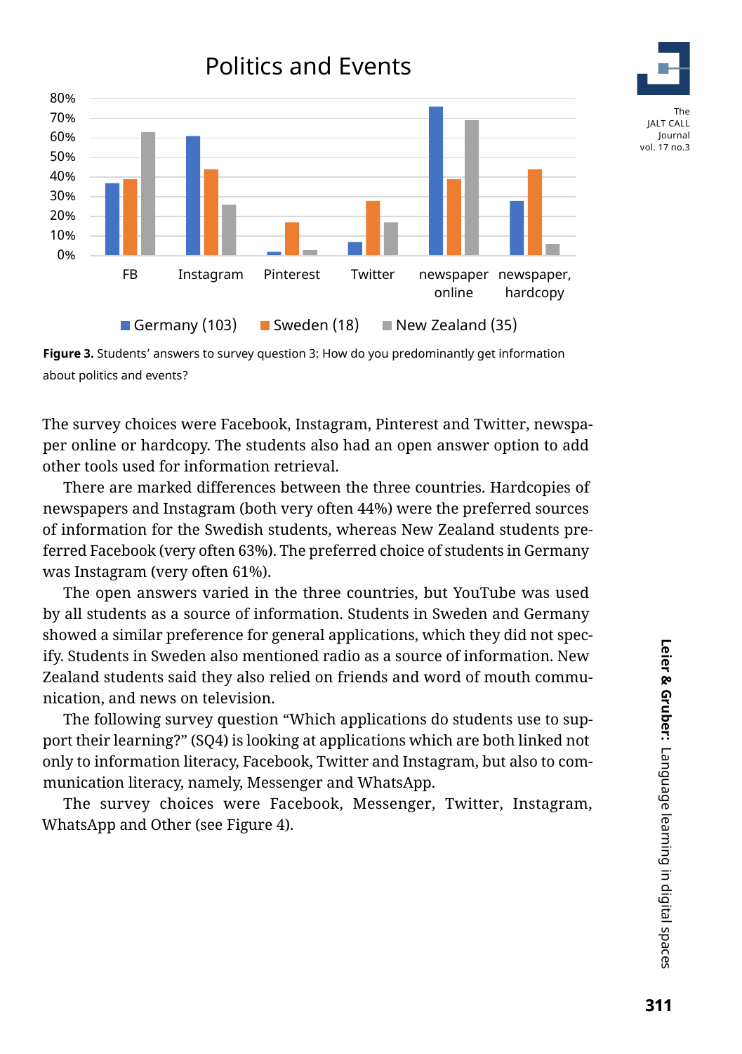**Figure 3.** Students' answers to survey question 3: How do you predominantly get information about politics and events?

The survey choices were Facebook, Instagram, Pinterest and Twitter, newspaper online or hardcopy. The students also had an open answer option to add other tools used for information retrieval.

There are marked differences between the three countries. Hardcopies of newspapers and Instagram (both very often 44%) were the preferred sources of information for the Swedish students, whereas New Zealand students preferred Facebook (very often 63%). The preferred choice of students in Germany was Instagram (very often 61%).

The open answers varied in the three countries, but YouTube was used by all students as a source of information. Students in Sweden and Germany showed a similar preference for general applications, which they did not specify. Students in Sweden also mentioned radio as a source of information. New Zealand students said they also relied on friends and word of mouth communication, and news on television.

The following survey question "Which applications do students use to support their learning?" (SQ4) is looking at applications which are both linked not only to information literacy, Facebook, Twitter and Instagram, but also to communication literacy, namely, Messenger and WhatsApp.

The survey choices were Facebook, Messenger, Twitter, Instagram, WhatsApp and Other (see Figure 4).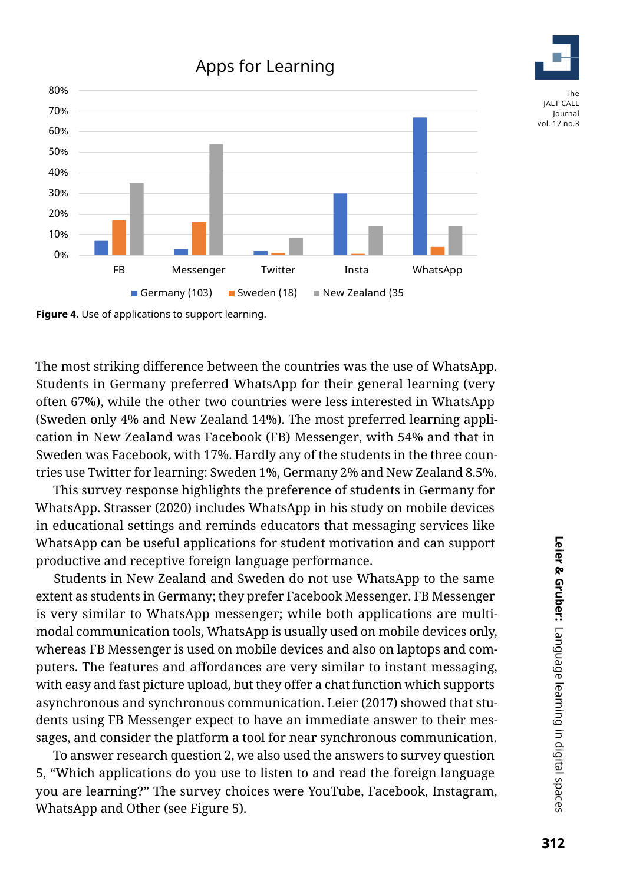Figure 4. Use of applications to support learning.

The most striking difference between the countries was the use of WhatsApp. Students in Germany preferred WhatsApp for their general learning (very often 67%), while the other two countries were less interested in WhatsApp (Sweden only 4% and New Zealand 14%). The most preferred learning application in New Zealand was Facebook (FB) Messenger, with 54% and that in Sweden was Facebook, with 17%. Hardly any of the students in the three countries use Twitter for learning: Sweden 1%, Germany 2% and New Zealand 8.5%.

This survey response highlights the preference of students in Germany for WhatsApp. Strasser (2020) includes WhatsApp in his study on mobile devices in educational settings and reminds educators that messaging services like WhatsApp can be useful applications for student motivation and can support productive and receptive foreign language performance.

Students in New Zealand and Sweden do not use WhatsApp to the same extent as students in Germany; they prefer Facebook Messenger. FB Messenger is very similar to WhatsApp messenger; while both applications are multimodal communication tools, WhatsApp is usually used on mobile devices only, whereas FB Messenger is used on mobile devices and also on laptops and computers. The features and affordances are very similar to instant messaging, with easy and fast picture upload, but they offer a chat function which supports asynchronous and synchronous communication. Leier (2017) showed that students using FB Messenger expect to have an immediate answer to their messages, and consider the platform a tool for near synchronous communication.

To answer research question 2, we also used the answers to survey question 5, "Which applications do you use to listen to and read the foreign language you are learning?" The survey choices were YouTube, Facebook, Instagram, WhatsApp and Other (see Figure 5).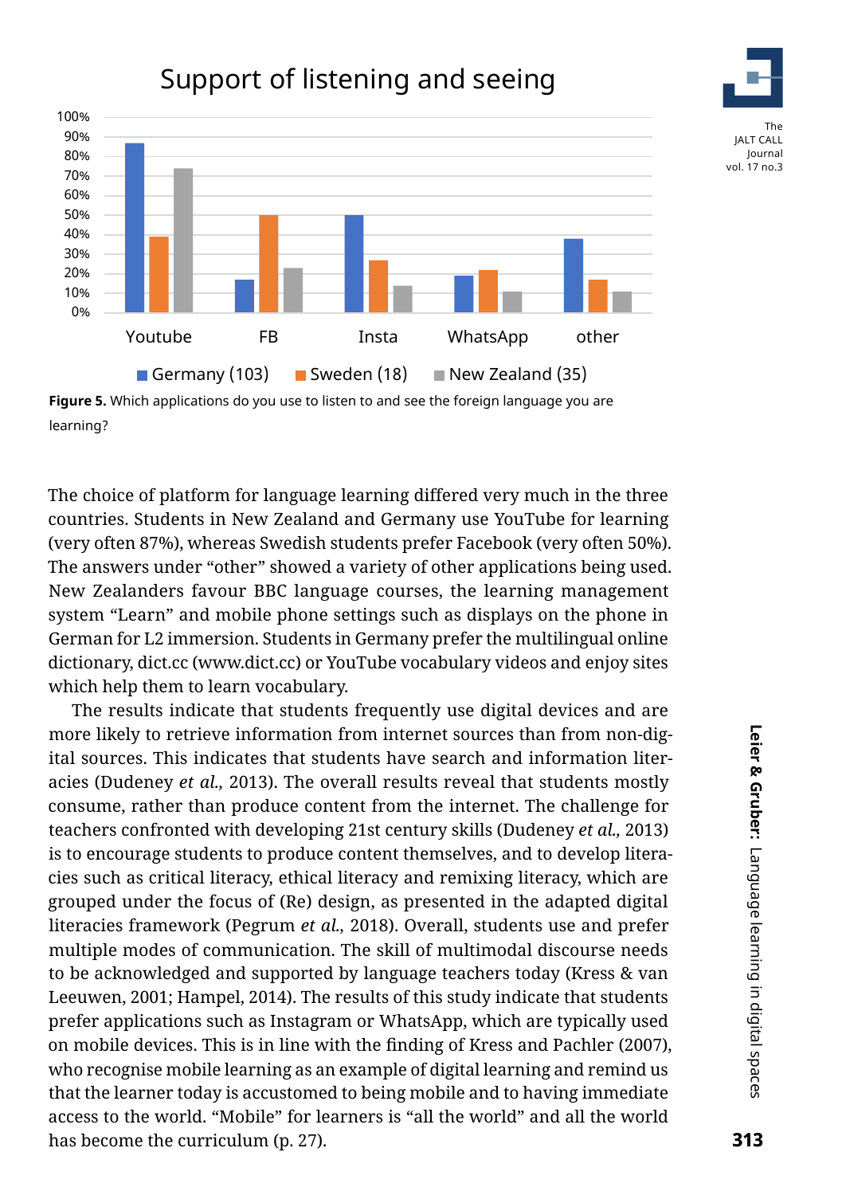Support of listening and seeing

Figure 5. Which applications do you use to listen to and see the foreign language you are learning?

The choice of platform for language learning differed very much in the three countries. Students in New Zealand and Germany use YouTube for learning (very often 87%), whereas Swedish students prefer Facebook (very often 50%). The answers under “other” showed a variety of other applications being used. New Zealanders favour BBC language courses, the learning management system “Learn” and mobile phone settings such as displays on the phone in German for L2 immersion. Students in Germany prefer the multilingual online dictionary, dict.cc (www.dict.cc) or YouTube vocabulary videos and enjoy sites which help them to learn vocabulary.

The results indicate that students frequently use digital devices and are more likely to retrieve information from internet sources than from non-digital sources. This indicates that students have search and information literacies (Dudeney *et al.*, 2013). The overall results reveal that students mostly consume, rather than produce content from the internet. The challenge for teachers confronted with developing 21st century skills (Dudeney *et al.*, 2013) is to encourage students to produce content themselves, and to develop literacies such as critical literacy, ethical literacy and remixing literacy, which are grouped under the focus of (Re) design, as presented in the adapted digital literacies framework (Pegrum *et al.*, 2018). Overall, students use and prefer multiple modes of communication. The skill of multimodal discourse needs to be acknowledged and supported by language teachers today (Kress & van Leeuwen, 2001; Hampel, 2014). The results of this study indicate that students prefer applications such as Instagram or WhatsApp, which are typically used on mobile devices. This is in line with the finding of Kress and Pachler (2007), who recognise mobile learning as an example of digital learning and remind us that the learner today is accustomed to being mobile and to having immediate access to the world. “Mobile” for learners is “all the world” and all the world has become the curriculum (p. 27).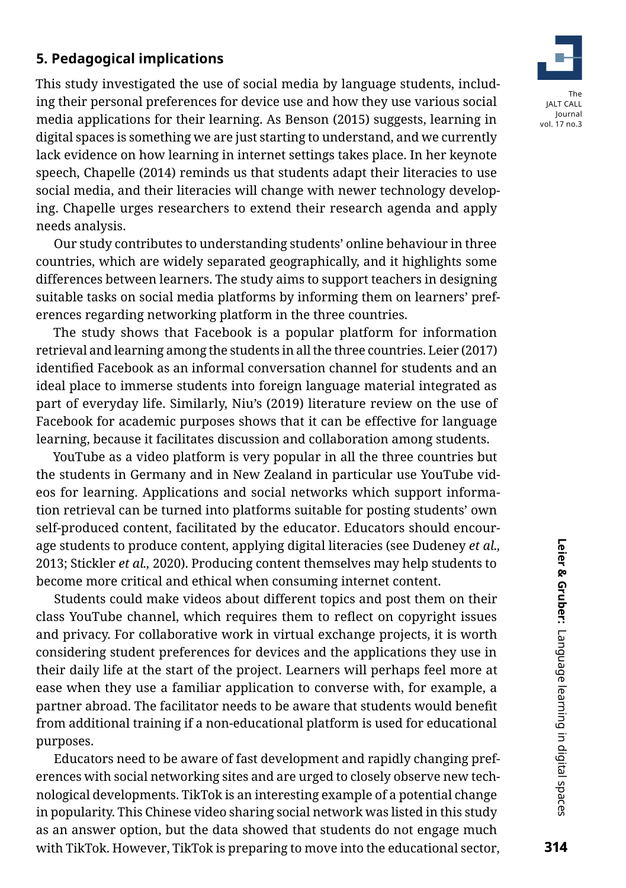## 5. Pedagogical implications

This study investigated the use of social media by language students, including their personal preferences for device use and how they use various social media applications for their learning. As Benson (2015) suggests, learning in digital spaces is something we are just starting to understand, and we currently lack evidence on how learning in internet settings takes place. In her keynote speech, Chapelle (2014) reminds us that students adapt their literacies to use social media, and their literacies will change with newer technology developing. Chapelle urges researchers to extend their research agenda and apply needs analysis.

Our study contributes to understanding students' online behaviour in three countries, which are widely separated geographically, and it highlights some differences between learners. The study aims to support teachers in designing suitable tasks on social media platforms by informing them on learners' preferences regarding networking platform in the three countries.

The study shows that Facebook is a popular platform for information retrieval and learning among the students in all the three countries. Leier (2017) identified Facebook as an informal conversation channel for students and an ideal place to immerse students into foreign language material integrated as part of everyday life. Similarly, Niu's (2019) literature review on the use of Facebook for academic purposes shows that it can be effective for language learning, because it facilitates discussion and collaboration among students.

YouTube as a video platform is very popular in all the three countries but the students in Germany and in New Zealand in particular use YouTube videos for learning. Applications and social networks which support information retrieval can be turned into platforms suitable for posting students' own self-produced content, facilitated by the educator. Educators should encourage students to produce content, applying digital literacies (see Dudeney *et al.*, 2013; Stickler *et al.*, 2020). Producing content themselves may help students to become more critical and ethical when consuming internet content.

Students could make videos about different topics and post them on their class YouTube channel, which requires them to reflect on copyright issues and privacy. For collaborative work in virtual exchange projects, it is worth considering student preferences for devices and the applications they use in their daily life at the start of the project. Learners will perhaps feel more at ease when they use a familiar application to converse with, for example, a partner abroad. The facilitator needs to be aware that students would benefit from additional training if a non-educational platform is used for educational purposes.

Educators need to be aware of fast development and rapidly changing preferences with social networking sites and are urged to closely observe new technological developments. TikTok is an interesting example of a potential change in popularity. This Chinese video sharing social network was listed in this study as an answer option, but the data showed that students do not engage much with TikTok. However, TikTok is preparing to move into the educational sector,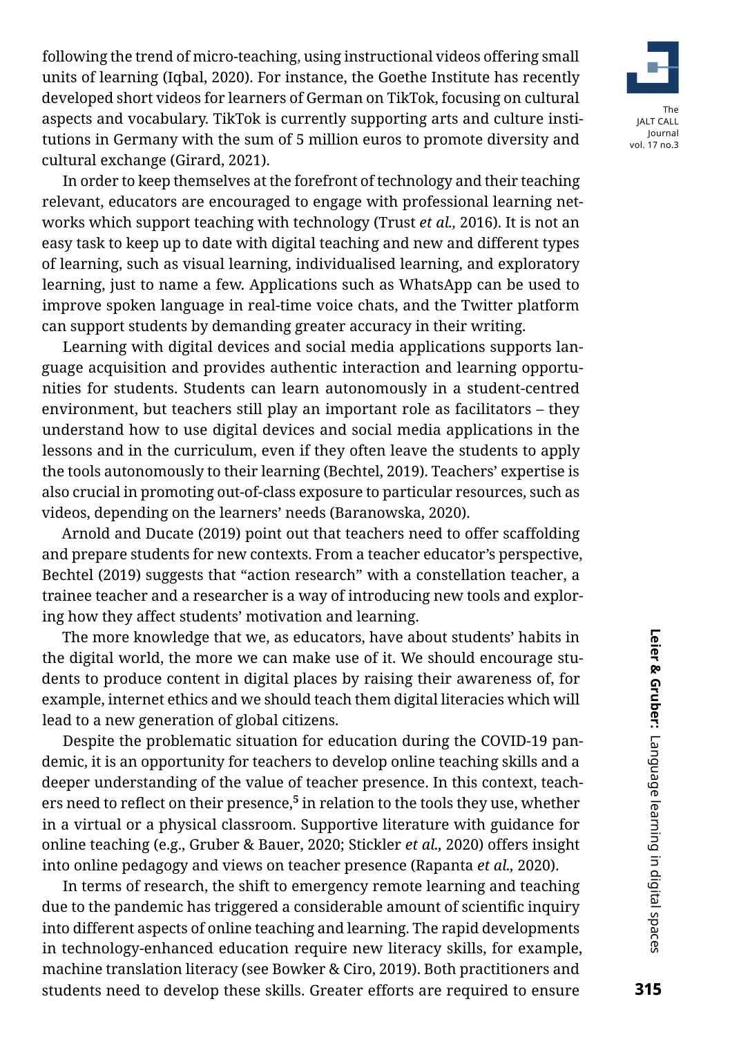following the trend of micro-teaching, using instructional videos offering small units of learning (Iqbal, 2020). For instance, the Goethe Institute has recently developed short videos for learners of German on TikTok, focusing on cultural aspects and vocabulary. TikTok is currently supporting arts and culture institutions in Germany with the sum of 5 million euros to promote diversity and cultural exchange (Girard, 2021).

In order to keep themselves at the forefront of technology and their teaching relevant, educators are encouraged to engage with professional learning networks which support teaching with technology (Trust *et al.*, 2016). It is not an easy task to keep up to date with digital teaching and new and different types of learning, such as visual learning, individualised learning, and exploratory learning, just to name a few. Applications such as WhatsApp can be used to improve spoken language in real-time voice chats, and the Twitter platform can support students by demanding greater accuracy in their writing.

Learning with digital devices and social media applications supports language acquisition and provides authentic interaction and learning opportunities for students. Students can learn autonomously in a student-centred environment, but teachers still play an important role as facilitators – they understand how to use digital devices and social media applications in the lessons and in the curriculum, even if they often leave the students to apply the tools autonomously to their learning (Bechtel, 2019). Teachers' expertise is also crucial in promoting out-of-class exposure to particular resources, such as videos, depending on the learners' needs (Baranowska, 2020).

Arnold and Ducate (2019) point out that teachers need to offer scaffolding and prepare students for new contexts. From a teacher educator's perspective, Bechtel (2019) suggests that "action research" with a constellation teacher, a trainee teacher and a researcher is a way of introducing new tools and exploring how they affect students' motivation and learning.

The more knowledge that we, as educators, have about students' habits in the digital world, the more we can make use of it. We should encourage students to produce content in digital places by raising their awareness of, for example, internet ethics and we should teach them digital literacies which will lead to a new generation of global citizens.

Despite the problematic situation for education during the COVID-19 pandemic, it is an opportunity for teachers to develop online teaching skills and a deeper understanding of the value of teacher presence. In this context, teachers need to reflect on their presence,[5] in relation to the tools they use, whether in a virtual or a physical classroom. Supportive literature with guidance for online teaching (e.g., Gruber & Bauer, 2020; Stickler *et al.*, 2020) offers insight into online pedagogy and views on teacher presence (Rapanta *et al.*, 2020).

In terms of research, the shift to emergency remote learning and teaching due to the pandemic has triggered a considerable amount of scientific inquiry into different aspects of online teaching and learning. The rapid developments in technology-enhanced education require new literacy skills, for example, machine translation literacy (see Bowker & Ciro, 2019). Both practitioners and students need to develop these skills. Greater efforts are required to ensure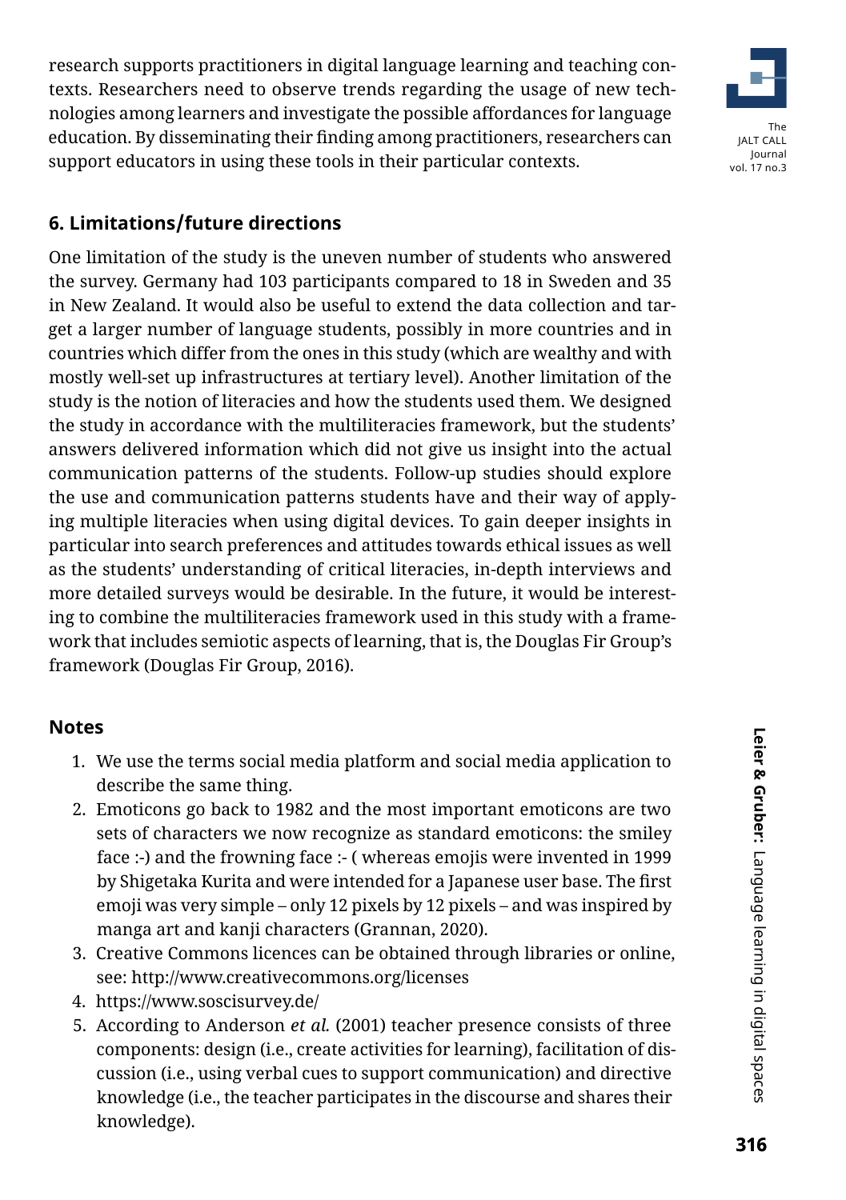research supports practitioners in digital language learning and teaching contexts. Researchers need to observe trends regarding the usage of new technologies among learners and investigate the possible affordances for language education. By disseminating their finding among practitioners, researchers can support educators in using these tools in their particular contexts.

## 6. Limitations/future directions

One limitation of the study is the uneven number of students who answered the survey. Germany had 103 participants compared to 18 in Sweden and 35 in New Zealand. It would also be useful to extend the data collection and target a larger number of language students, possibly in more countries and in countries which differ from the ones in this study (which are wealthy and with mostly well-set up infrastructures at tertiary level). Another limitation of the study is the notion of literacies and how the students used them. We designed the study in accordance with the multiliteracies framework, but the students' answers delivered information which did not give us insight into the actual communication patterns of the students. Follow-up studies should explore the use and communication patterns students have and their way of applying multiple literacies when using digital devices. To gain deeper insights in particular into search preferences and attitudes towards ethical issues as well as the students' understanding of critical literacies, in-depth interviews and more detailed surveys would be desirable. In the future, it would be interesting to combine the multiliteracies framework used in this study with a framework that includes semiotic aspects of learning, that is, the Douglas Fir Group's framework (Douglas Fir Group, 2016).

## Notes

1. We use the terms social media platform and social media application to describe the same thing.
2. Emoticons go back to 1982 and the most important emoticons are two sets of characters we now recognize as standard emoticons: the smiley face :-) and the frowning face :- ( whereas emojis were invented in 1999 by Shigetaka Kurita and were intended for a Japanese user base. The first emoji was very simple – only 12 pixels by 12 pixels – and was inspired by manga art and kanji characters (Grannan, 2020).
3. Creative Commons licences can be obtained through libraries or online, see: http://www.creativecommons.org/licenses
4. https://www.soscisurvey.de/
5. According to Anderson *et al.* (2001) teacher presence consists of three components: design (i.e., create activities for learning), facilitation of discussion (i.e., using verbal cues to support communication) and directive knowledge (i.e., the teacher participates in the discourse and shares their knowledge).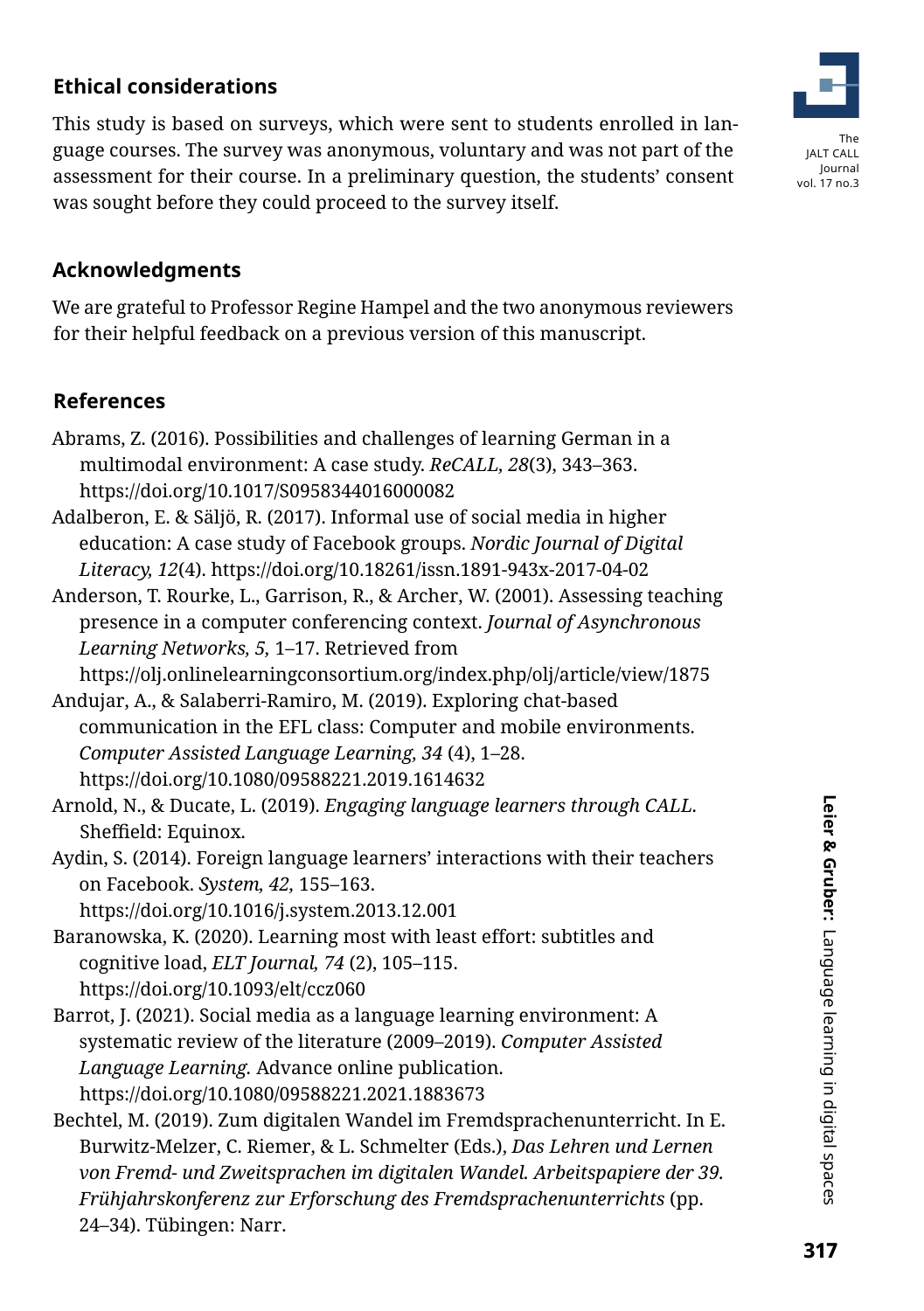## Ethical considerations

This study is based on surveys, which were sent to students enrolled in language courses. The survey was anonymous, voluntary and was not part of the assessment for their course. In a preliminary question, the students' consent was sought before they could proceed to the survey itself.

## Acknowledgments

We are grateful to Professor Regine Hampel and the two anonymous reviewers for their helpful feedback on a previous version of this manuscript.

## References

Abrams, Z. (2016). Possibilities and challenges of learning German in a multimodal environment: A case study. *ReCALL, 28*(3), 343–363. https://doi.org/10.1017/S0958344016000082

Adalberon, E. & Säljö, R. (2017). Informal use of social media in higher education: A case study of Facebook groups. *Nordic Journal of Digital Literacy, 12*(4). https://doi.org/10.18261/issn.1891-943x-2017-04-02

Anderson, T. Rourke, L., Garrison, R., & Archer, W. (2001). Assessing teaching presence in a computer conferencing context. *Journal of Asynchronous Learning Networks, 5,* 1–17. Retrieved from https://olj.onlinelearningconsortium.org/index.php/olj/article/view/1875

Andujar, A., & Salaberri-Ramiro, M. (2019). Exploring chat-based communication in the EFL class: Computer and mobile environments. *Computer Assisted Language Learning, 34* (4), 1–28. https://doi.org/10.1080/09588221.2019.1614632

Arnold, N., & Ducate, L. (2019). *Engaging language learners through CALL*. Sheffield: Equinox.

Aydin, S. (2014). Foreign language learners' interactions with their teachers on Facebook. *System, 42,* 155–163. https://doi.org/10.1016/j.system.2013.12.001

Baranowska, K. (2020). Learning most with least effort: subtitles and cognitive load, *ELT Journal, 74* (2), 105–115. https://doi.org/10.1093/elt/ccz060

Barrot, J. (2021). Social media as a language learning environment: A systematic review of the literature (2009–2019). *Computer Assisted Language Learning.* Advance online publication. https://doi.org/10.1080/09588221.2021.1883673

Bechtel, M. (2019). Zum digitalen Wandel im Fremdsprachenunterricht. In E. Burwitz-Melzer, C. Riemer, & L. Schmelter (Eds.), *Das Lehren und Lernen von Fremd- und Zweitsprachen im digitalen Wandel. Arbeitspapiere der 39. Frühjahrskonferenz zur Erforschung des Fremdsprachenunterrichts* (pp. 24–34). Tübingen: Narr.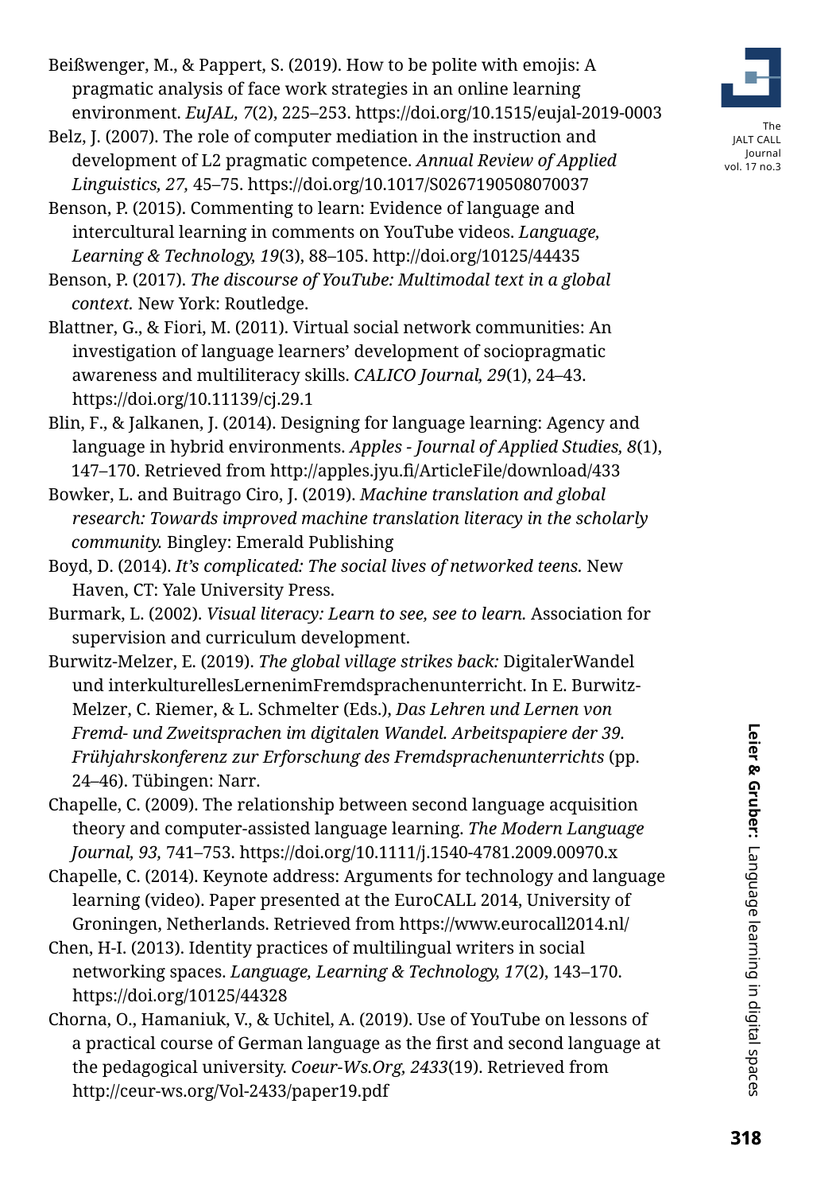Beißwenger, M., & Pappert, S. (2019). How to be polite with emojis: A pragmatic analysis of face work strategies in an online learning environment. *EuJAL, 7*(2), 225–253. https://doi.org/10.1515/eujal-2019-0003

Belz, J. (2007). The role of computer mediation in the instruction and development of L2 pragmatic competence. *Annual Review of Applied Linguistics, 27,* 45–75. https://doi.org/10.1017/S0267190508070037

Benson, P. (2015). Commenting to learn: Evidence of language and intercultural learning in comments on YouTube videos. *Language, Learning & Technology, 19*(3), 88–105. http://doi.org/10125/44435

Benson, P. (2017). *The discourse of YouTube: Multimodal text in a global context.* New York: Routledge.

Blattner, G., & Fiori, M. (2011). Virtual social network communities: An investigation of language learners' development of sociopragmatic awareness and multiliteracy skills. *CALICO Journal, 29*(1), 24–43. https://doi.org/10.11139/cj.29.1

Blin, F., & Jalkanen, J. (2014). Designing for language learning: Agency and language in hybrid environments. *Apples - Journal of Applied Studies, 8*(1), 147–170. Retrieved from http://apples.jyu.fi/ArticleFile/download/433

Bowker, L. and Buitrago Ciro, J. (2019). *Machine translation and global research: Towards improved machine translation literacy in the scholarly community.* Bingley: Emerald Publishing

Boyd, D. (2014). *It's complicated: The social lives of networked teens.* New Haven, CT: Yale University Press.

Burmark, L. (2002). *Visual literacy: Learn to see, see to learn.* Association for supervision and curriculum development.

Burwitz-Melzer, E. (2019). *The global village strikes back:* DigitalerWandel und interkulturellesLernenimFremdsprachenunterricht. In E. Burwitz-Melzer, C. Riemer, & L. Schmelter (Eds.), *Das Lehren und Lernen von Fremd- und Zweitsprachen im digitalen Wandel. Arbeitspapiere der 39. Frühjahrskonferenz zur Erforschung des Fremdsprachenunterrichts* (pp. 24–46). Tübingen: Narr.

Chapelle, C. (2009). The relationship between second language acquisition theory and computer-assisted language learning. *The Modern Language Journal, 93,* 741–753. https://doi.org/10.1111/j.1540-4781.2009.00970.x

Chapelle, C. (2014). Keynote address: Arguments for technology and language learning (video). Paper presented at the EuroCALL 2014, University of Groningen, Netherlands. Retrieved from https://www.eurocall2014.nl/

Chen, H-I. (2013). Identity practices of multilingual writers in social networking spaces. *Language, Learning & Technology, 17*(2), 143–170. https://doi.org/10125/44328

Chorna, O., Hamaniuk, V., & Uchitel, A. (2019). Use of YouTube on lessons of a practical course of German language as the first and second language at the pedagogical university. *Coeur-Ws.Org, 2433*(19). Retrieved from http://ceur-ws.org/Vol-2433/paper19.pdf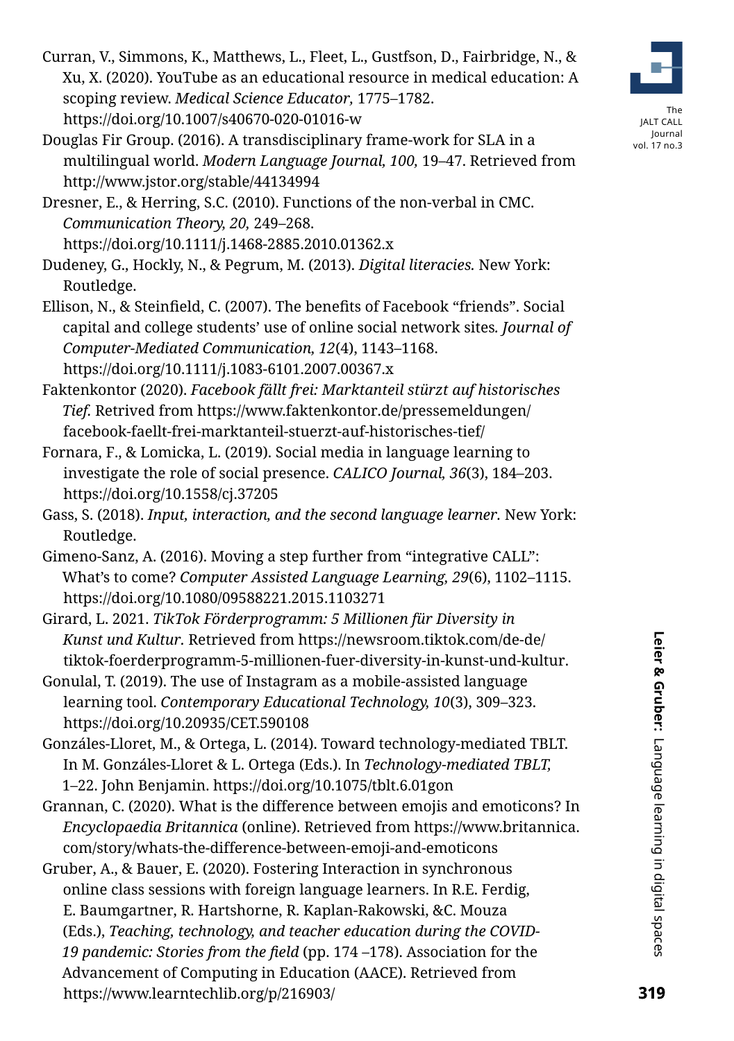Curran, V., Simmons, K., Matthews, L., Fleet, L., Gustfson, D., Fairbridge, N., & Xu, X. (2020). YouTube as an educational resource in medical education: A scoping review. *Medical Science Educator,* 1775–1782. https://doi.org/10.1007/s40670-020-01016-w

Douglas Fir Group. (2016). A transdisciplinary frame-work for SLA in a multilingual world. *Modern Language Journal, 100,* 19–47. Retrieved from http://www.jstor.org/stable/44134994

Dresner, E., & Herring, S.C. (2010). Functions of the non-verbal in CMC. *Communication Theory, 20,* 249–268. https://doi.org/10.1111/j.1468-2885.2010.01362.x

Dudeney, G., Hockly, N., & Pegrum, M. (2013). *Digital literacies.* New York: Routledge.

Ellison, N., & Steinfield, C. (2007). The benefits of Facebook "friends". Social capital and college students' use of online social network sites. *Journal of Computer-Mediated Communication, 12*(4), 1143–1168. https://doi.org/10.1111/j.1083-6101.2007.00367.x

Faktenkontor (2020). *Facebook fällt frei: Marktanteil stürzt auf historisches Tief.* Retrived from https://www.faktenkontor.de/pressemeldungen/facebook-faellt-frei-marktanteil-stuerzt-auf-historisches-tief/

Fornara, F., & Lomicka, L. (2019). Social media in language learning to investigate the role of social presence. *CALICO Journal, 36*(3), 184–203. https://doi.org/10.1558/cj.37205

Gass, S. (2018). *Input, interaction, and the second language learner.* New York: Routledge.

Gimeno-Sanz, A. (2016). Moving a step further from "integrative CALL": What's to come? *Computer Assisted Language Learning, 29*(6), 1102–1115. https://doi.org/10.1080/09588221.2015.1103271

Girard, L. 2021. *TikTok Förderprogramm: 5 Millionen für Diversity in Kunst und Kultur.* Retrieved from https://newsroom.tiktok.com/de-de/tiktok-foerderprogramm-5-millionen-fuer-diversity-in-kunst-und-kultur.

Gonulal, T. (2019). The use of Instagram as a mobile-assisted language learning tool. *Contemporary Educational Technology, 10*(3), 309–323. https://doi.org/10.20935/CET.590108

Gonzáles-Lloret, M., & Ortega, L. (2014). Toward technology-mediated TBLT. In M. Gonzáles-Lloret & L. Ortega (Eds.). In *Technology-mediated TBLT,* 1–22. John Benjamin. https://doi.org/10.1075/tblt.6.01gon

Grannan, C. (2020). What is the difference between emojis and emoticons? In *Encyclopaedia Britannica* (online). Retrieved from https://www.britannica.com/story/whats-the-difference-between-emoji-and-emoticons

Gruber, A., & Bauer, E. (2020). Fostering Interaction in synchronous online class sessions with foreign language learners. In R.E. Ferdig, E. Baumgartner, R. Hartshorne, R. Kaplan-Rakowski, &C. Mouza (Eds.), *Teaching, technology, and teacher education during the COVID-19 pandemic: Stories from the field* (pp. 174 –178). Association for the Advancement of Computing in Education (AACE). Retrieved from https://www.learntechlib.org/p/216903/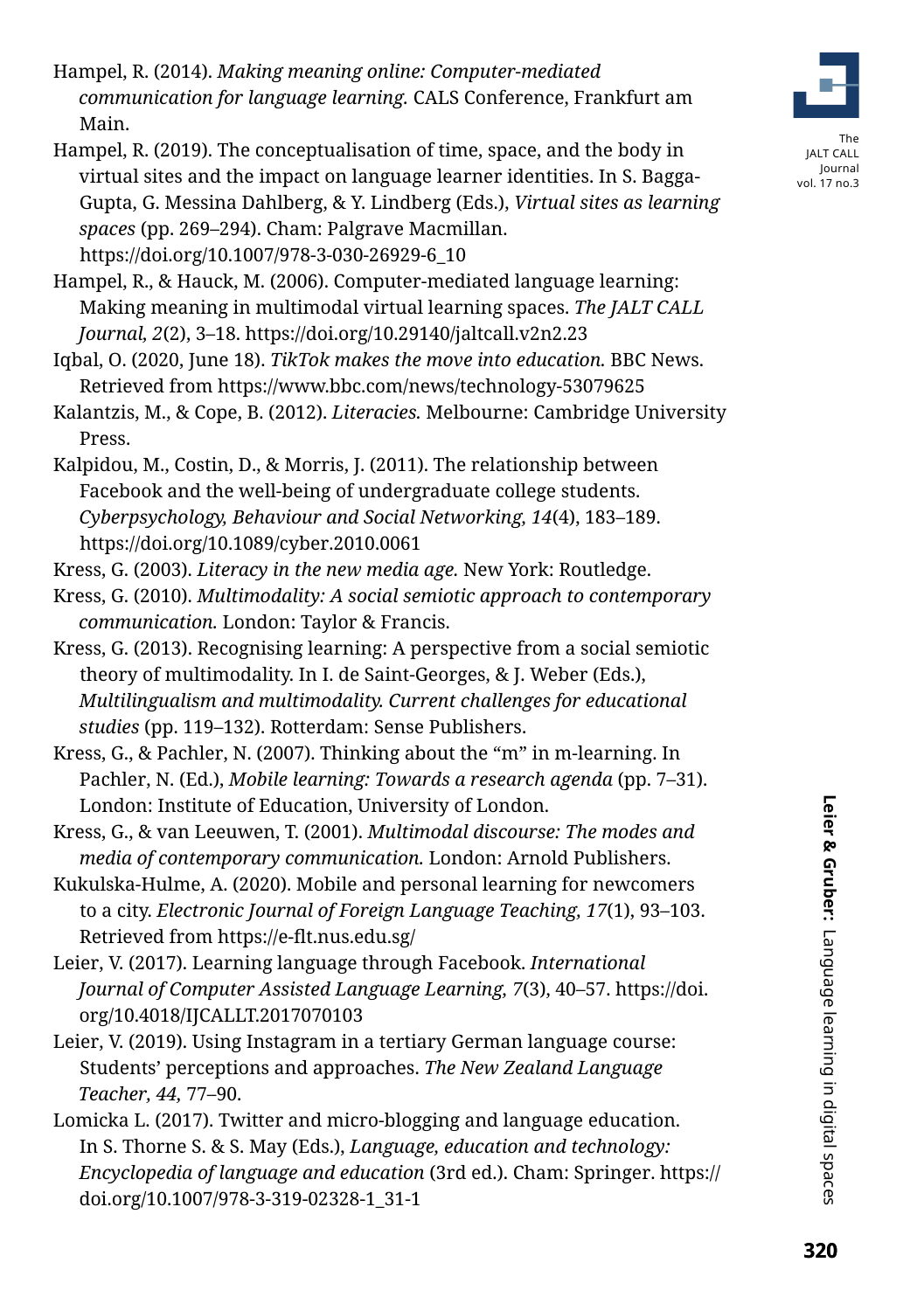Hampel, R. (2014). *Making meaning online: Computer-mediated communication for language learning.* CALS Conference, Frankfurt am Main.

Hampel, R. (2019). The conceptualisation of time, space, and the body in virtual sites and the impact on language learner identities. In S. Bagga-Gupta, G. Messina Dahlberg, & Y. Lindberg (Eds.), *Virtual sites as learning spaces* (pp. 269–294). Cham: Palgrave Macmillan. https://doi.org/10.1007/978-3-030-26929-6_10

Hampel, R., & Hauck, M. (2006). Computer-mediated language learning: Making meaning in multimodal virtual learning spaces. *The JALT CALL Journal, 2*(2), 3–18. https://doi.org/10.29140/jaltcall.v2n2.23

Iqbal, O. (2020, June 18). *TikTok makes the move into education.* BBC News. Retrieved from https://www.bbc.com/news/technology-53079625

Kalantzis, M., & Cope, B. (2012). *Literacies.* Melbourne: Cambridge University Press.

Kalpidou, M., Costin, D., & Morris, J. (2011). The relationship between Facebook and the well-being of undergraduate college students. *Cyberpsychology, Behaviour and Social Networking, 14*(4), 183–189. https://doi.org/10.1089/cyber.2010.0061

Kress, G. (2003). *Literacy in the new media age.* New York: Routledge.

Kress, G. (2010). *Multimodality: A social semiotic approach to contemporary communication.* London: Taylor & Francis.

Kress, G. (2013). Recognising learning: A perspective from a social semiotic theory of multimodality. In I. de Saint-Georges, & J. Weber (Eds.), *Multilingualism and multimodality. Current challenges for educational studies* (pp. 119–132). Rotterdam: Sense Publishers.

Kress, G., & Pachler, N. (2007). Thinking about the "m" in m-learning. In Pachler, N. (Ed.), *Mobile learning: Towards a research agenda* (pp. 7–31). London: Institute of Education, University of London.

Kress, G., & van Leeuwen, T. (2001). *Multimodal discourse: The modes and media of contemporary communication.* London: Arnold Publishers.

Kukulska-Hulme, A. (2020). Mobile and personal learning for newcomers to a city. *Electronic Journal of Foreign Language Teaching, 17*(1), 93–103. Retrieved from https://e-flt.nus.edu.sg/

Leier, V. (2017). Learning language through Facebook. *International Journal of Computer Assisted Language Learning, 7*(3), 40–57. https://doi.org/10.4018/IJCALLT.2017070103

Leier, V. (2019). Using Instagram in a tertiary German language course: Students' perceptions and approaches. *The New Zealand Language Teacher, 44*, 77–90.

Lomicka L. (2017). Twitter and micro-blogging and language education. In S. Thorne S. & S. May (Eds.), *Language, education and technology: Encyclopedia of language and education* (3rd ed.). Cham: Springer. https://doi.org/10.1007/978-3-319-02328-1_31-1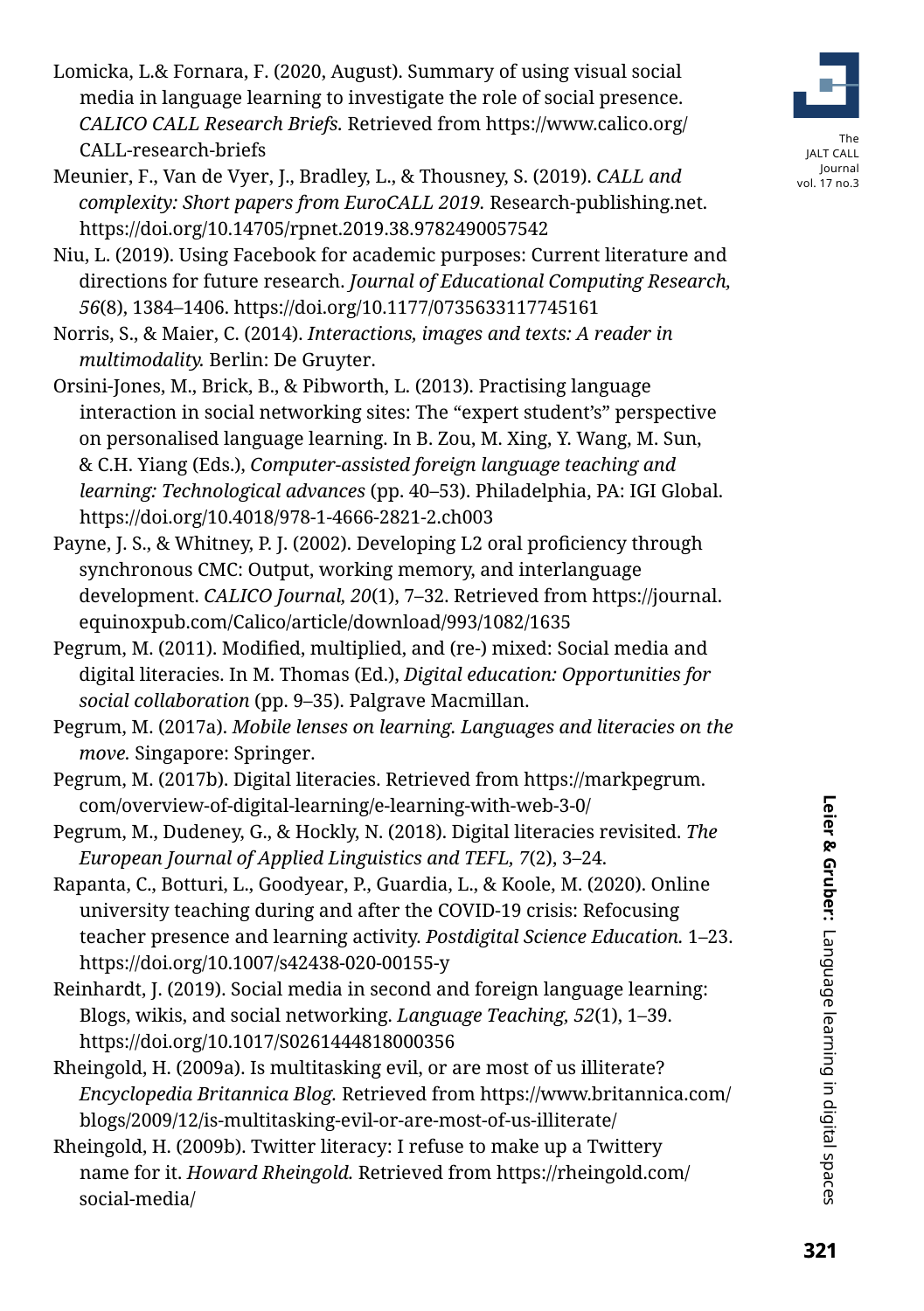Lomicka, L.& Fornara, F. (2020, August). Summary of using visual social media in language learning to investigate the role of social presence. *CALICO CALL Research Briefs.* Retrieved from https://www.calico.org/CALL-research-briefs

Meunier, F., Van de Vyer, J., Bradley, L., & Thousney, S. (2019). *CALL and complexity: Short papers from EuroCALL 2019.* Research-publishing.net. https://doi.org/10.14705/rpnet.2019.38.9782490057542

Niu, L. (2019). Using Facebook for academic purposes: Current literature and directions for future research. *Journal of Educational Computing Research, 56*(8), 1384–1406. https://doi.org/10.1177/0735633117745161

Norris, S., & Maier, C. (2014). *Interactions, images and texts: A reader in multimodality.* Berlin: De Gruyter.

Orsini-Jones, M., Brick, B., & Pibworth, L. (2013). Practising language interaction in social networking sites: The "expert student's" perspective on personalised language learning. In B. Zou, M. Xing, Y. Wang, M. Sun, & C.H. Yiang (Eds.), *Computer-assisted foreign language teaching and learning: Technological advances* (pp. 40–53). Philadelphia, PA: IGI Global. https://doi.org/10.4018/978-1-4666-2821-2.ch003

Payne, J. S., & Whitney, P. J. (2002). Developing L2 oral proficiency through synchronous CMC: Output, working memory, and interlanguage development. *CALICO Journal, 20*(1), 7–32. Retrieved from https://journal.equinoxpub.com/Calico/article/download/993/1082/1635

Pegrum, M. (2011). Modified, multiplied, and (re-) mixed: Social media and digital literacies. In M. Thomas (Ed.), *Digital education: Opportunities for social collaboration* (pp. 9–35). Palgrave Macmillan.

Pegrum, M. (2017a). *Mobile lenses on learning. Languages and literacies on the move.* Singapore: Springer.

Pegrum, M. (2017b). Digital literacies. Retrieved from https://markpegrum.com/overview-of-digital-learning/e-learning-with-web-3-0/

Pegrum, M., Dudeney, G., & Hockly, N. (2018). Digital literacies revisited. *The European Journal of Applied Linguistics and TEFL, 7*(2), 3–24.

Rapanta, C., Botturi, L., Goodyear, P., Guardia, L., & Koole, M. (2020). Online university teaching during and after the COVID-19 crisis: Refocusing teacher presence and learning activity. *Postdigital Science Education.* 1–23. https://doi.org/10.1007/s42438-020-00155-y

Reinhardt, J. (2019). Social media in second and foreign language learning: Blogs, wikis, and social networking. *Language Teaching, 52*(1), 1–39. https://doi.org/10.1017/S0261444818000356

Rheingold, H. (2009a). Is multitasking evil, or are most of us illiterate? *Encyclopedia Britannica Blog.* Retrieved from https://www.britannica.com/blogs/2009/12/is-multitasking-evil-or-are-most-of-us-illiterate/

Rheingold, H. (2009b). Twitter literacy: I refuse to make up a Twittery name for it. *Howard Rheingold.* Retrieved from https://rheingold.com/social-media/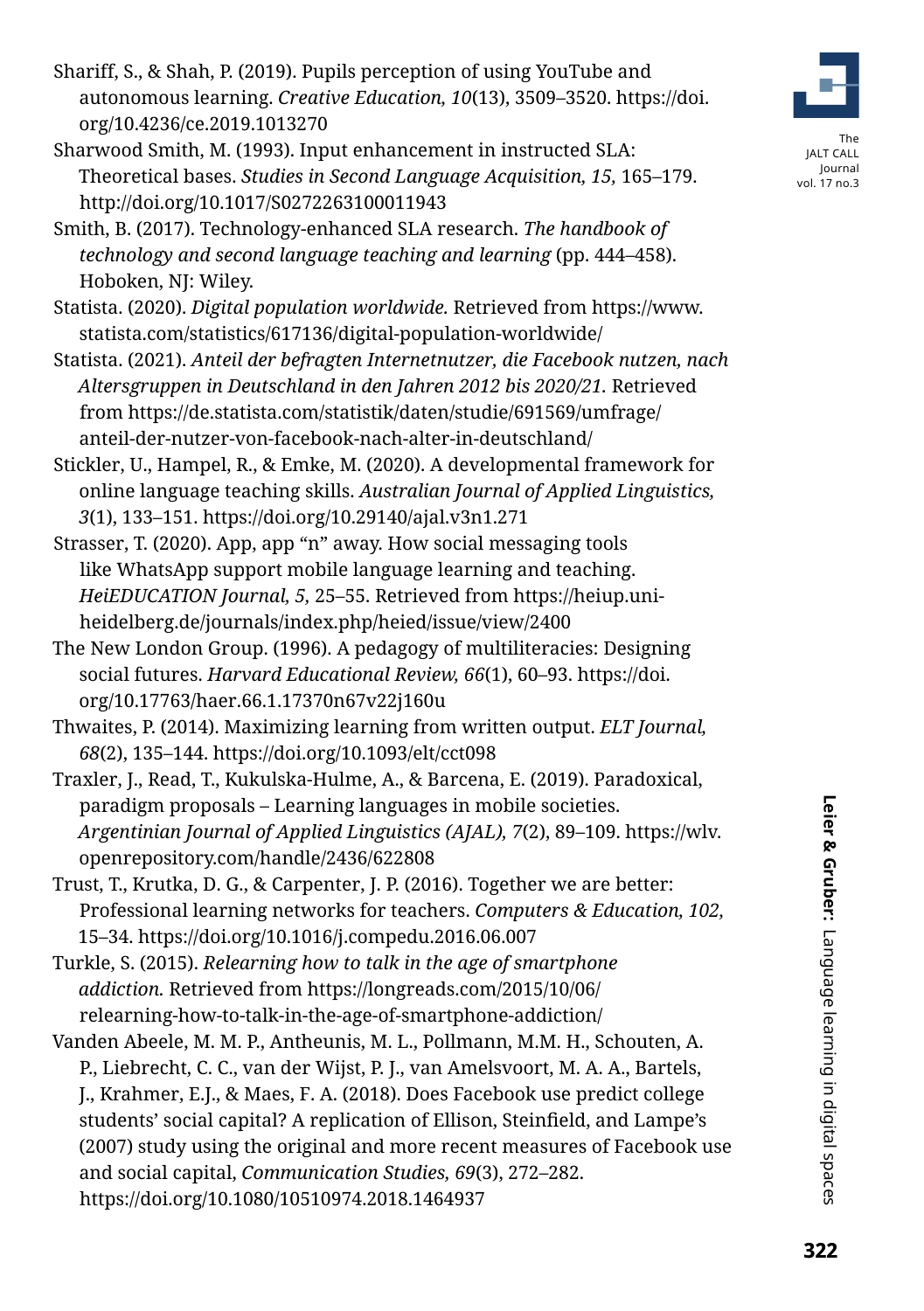Shariff, S., & Shah, P. (2019). Pupils perception of using YouTube and autonomous learning. *Creative Education, 10*(13), 3509–3520. https://doi.org/10.4236/ce.2019.1013270

Sharwood Smith, M. (1993). Input enhancement in instructed SLA: Theoretical bases. *Studies in Second Language Acquisition, 15,* 165–179. http://doi.org/10.1017/S0272263100011943

Smith, B. (2017). Technology-enhanced SLA research. *The handbook of technology and second language teaching and learning* (pp. 444–458). Hoboken, NJ: Wiley.

Statista. (2020). *Digital population worldwide.* Retrieved from https://www.statista.com/statistics/617136/digital-population-worldwide/

Statista. (2021). *Anteil der befragten Internetnutzer, die Facebook nutzen, nach Altersgruppen in Deutschland in den Jahren 2012 bis 2020/21.* Retrieved from https://de.statista.com/statistik/daten/studie/691569/umfrage/anteil-der-nutzer-von-facebook-nach-alter-in-deutschland/

Stickler, U., Hampel, R., & Emke, M. (2020). A developmental framework for online language teaching skills. *Australian Journal of Applied Linguistics, 3*(1), 133–151. https://doi.org/10.29140/ajal.v3n1.271

Strasser, T. (2020). App, app "n" away. How social messaging tools like WhatsApp support mobile language learning and teaching. *HeiEDUCATION Journal, 5,* 25–55. Retrieved from https://heiup.uni-heidelberg.de/journals/index.php/heied/issue/view/2400

The New London Group. (1996). A pedagogy of multiliteracies: Designing social futures. *Harvard Educational Review, 66*(1), 60–93. https://doi.org/10.17763/haer.66.1.17370n67v22j160u

Thwaites, P. (2014). Maximizing learning from written output. *ELT Journal, 68*(2), 135–144. https://doi.org/10.1093/elt/cct098

Traxler, J., Read, T., Kukulska-Hulme, A., & Barcena, E. (2019). Paradoxical, paradigm proposals – Learning languages in mobile societies. *Argentinian Journal of Applied Linguistics (AJAL), 7*(2), 89–109. https://wlv.openrepository.com/handle/2436/622808

Trust, T., Krutka, D. G., & Carpenter, J. P. (2016). Together we are better: Professional learning networks for teachers. *Computers & Education, 102,* 15–34. https://doi.org/10.1016/j.compedu.2016.06.007

Turkle, S. (2015). *Relearning how to talk in the age of smartphone addiction.* Retrieved from https://longreads.com/2015/10/06/relearning-how-to-talk-in-the-age-of-smartphone-addiction/

Vanden Abeele, M. M. P., Antheunis, M. L., Pollmann, M.M. H., Schouten, A. P., Liebrecht, C. C., van der Wijst, P. J., van Amelsvoort, M. A. A., Bartels, J., Krahmer, E.J., & Maes, F. A. (2018). Does Facebook use predict college students' social capital? A replication of Ellison, Steinfield, and Lampe's (2007) study using the original and more recent measures of Facebook use and social capital, *Communication Studies, 69*(3), 272–282. https://doi.org/10.1080/10510974.2018.1464937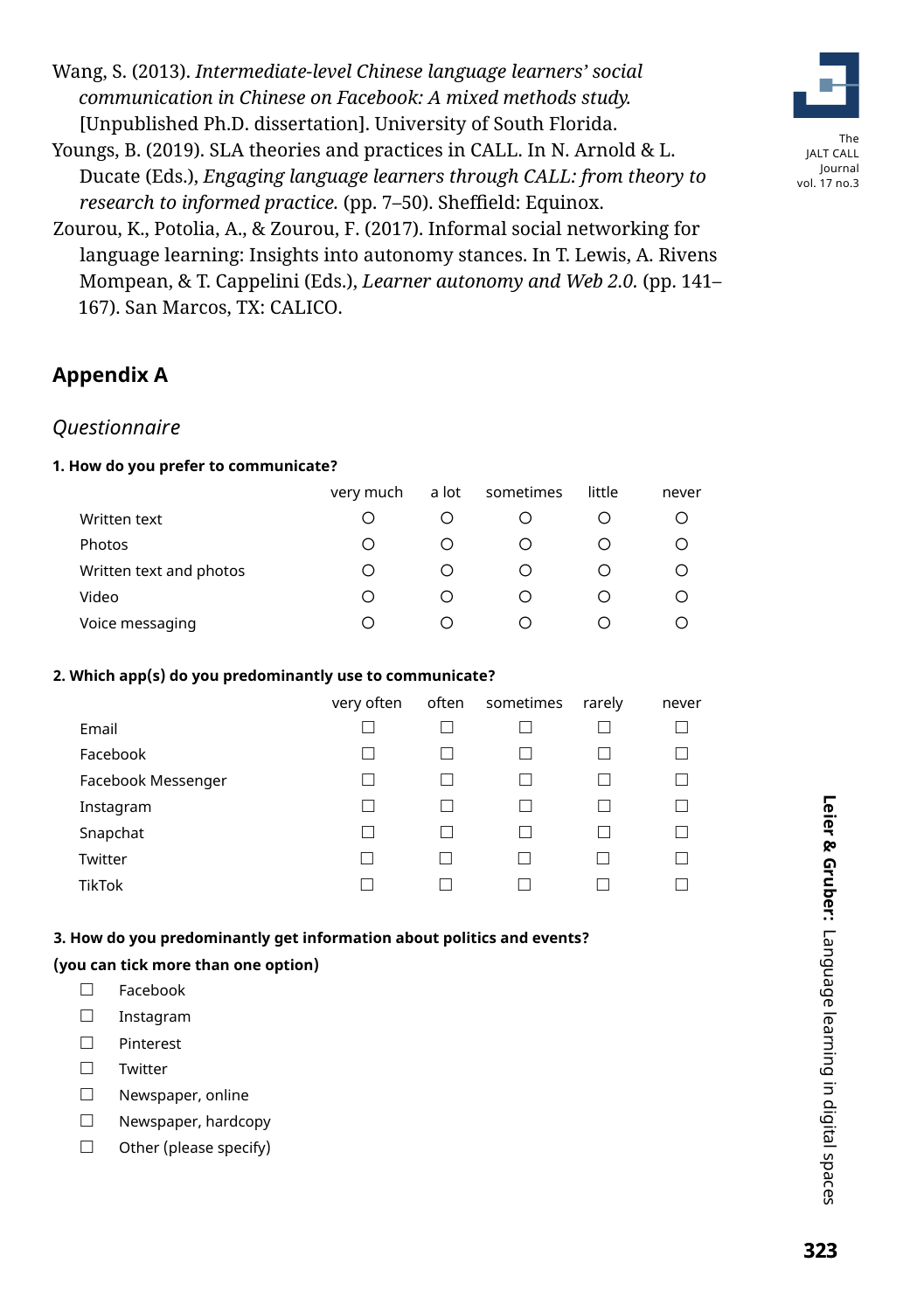Wang, S. (2013). *Intermediate-level Chinese language learners' social communication in Chinese on Facebook: A mixed methods study.* [Unpublished Ph.D. dissertation]. University of South Florida.

Youngs, B. (2019). SLA theories and practices in CALL. In N. Arnold & L. Ducate (Eds.), *Engaging language learners through CALL: from theory to research to informed practice.* (pp. 7–50). Sheffield: Equinox.

Zourou, K., Potolia, A., & Zourou, F. (2017). Informal social networking for language learning: Insights into autonomy stances. In T. Lewis, A. Rivens Mompean, & T. Cappelini (Eds.), *Learner autonomy and Web 2.0.* (pp. 141–167). San Marcos, TX: CALICO.

## Appendix A

### *Questionnaire*

**1. How do you prefer to communicate?**

| | very much | a lot | sometimes | little | never |
|---|---|---|---|---|---|
| Written text | ○ | ○ | ○ | ○ | ○ |
| Photos | ○ | ○ | ○ | ○ | ○ |
| Written text and photos | ○ | ○ | ○ | ○ | ○ |
| Video | ○ | ○ | ○ | ○ | ○ |
| Voice messaging | ○ | ○ | ○ | ○ | ○ |

**2. Which app(s) do you predominantly use to communicate?**

| | very often | often | sometimes | rarely | never |
|---|---|---|---|---|---|
| Email | ☐ | ☐ | ☐ | ☐ | ☐ |
| Facebook | ☐ | ☐ | ☐ | ☐ | ☐ |
| Facebook Messenger | ☐ | ☐ | ☐ | ☐ | ☐ |
| Instagram | ☐ | ☐ | ☐ | ☐ | ☐ |
| Snapchat | ☐ | ☐ | ☐ | ☐ | ☐ |
| Twitter | ☐ | ☐ | ☐ | ☐ | ☐ |
| TikTok | ☐ | ☐ | ☐ | ☐ | ☐ |

**3. How do you predominantly get information about politics and events?**
**(you can tick more than one option)**

☐ Facebook
☐ Instagram
☐ Pinterest
☐ Twitter
☐ Newspaper, online
☐ Newspaper, hardcopy
☐ Other (please specify)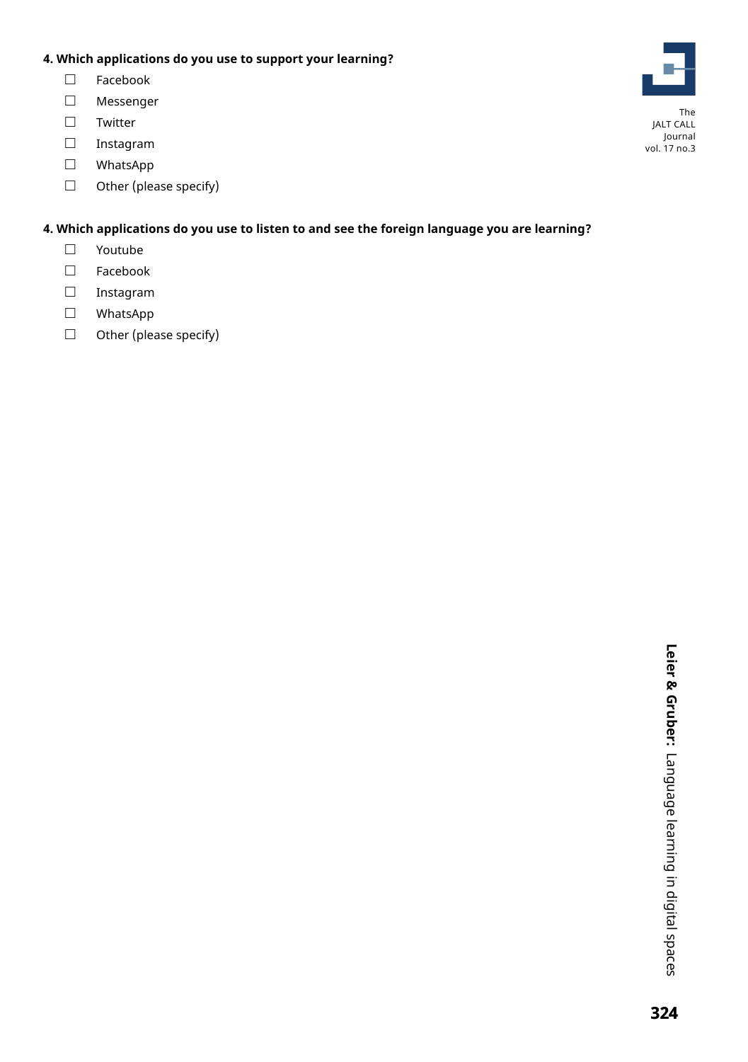**4. Which applications do you use to support your learning?**

- ☐ Facebook
- ☐ Messenger
- ☐ Twitter
- ☐ Instagram
- ☐ WhatsApp
- ☐ Other (please specify)

**4. Which applications do you use to listen to and see the foreign language you are learning?**

- ☐ Youtube
- ☐ Facebook
- ☐ Instagram
- ☐ WhatsApp
- ☐ Other (please specify)